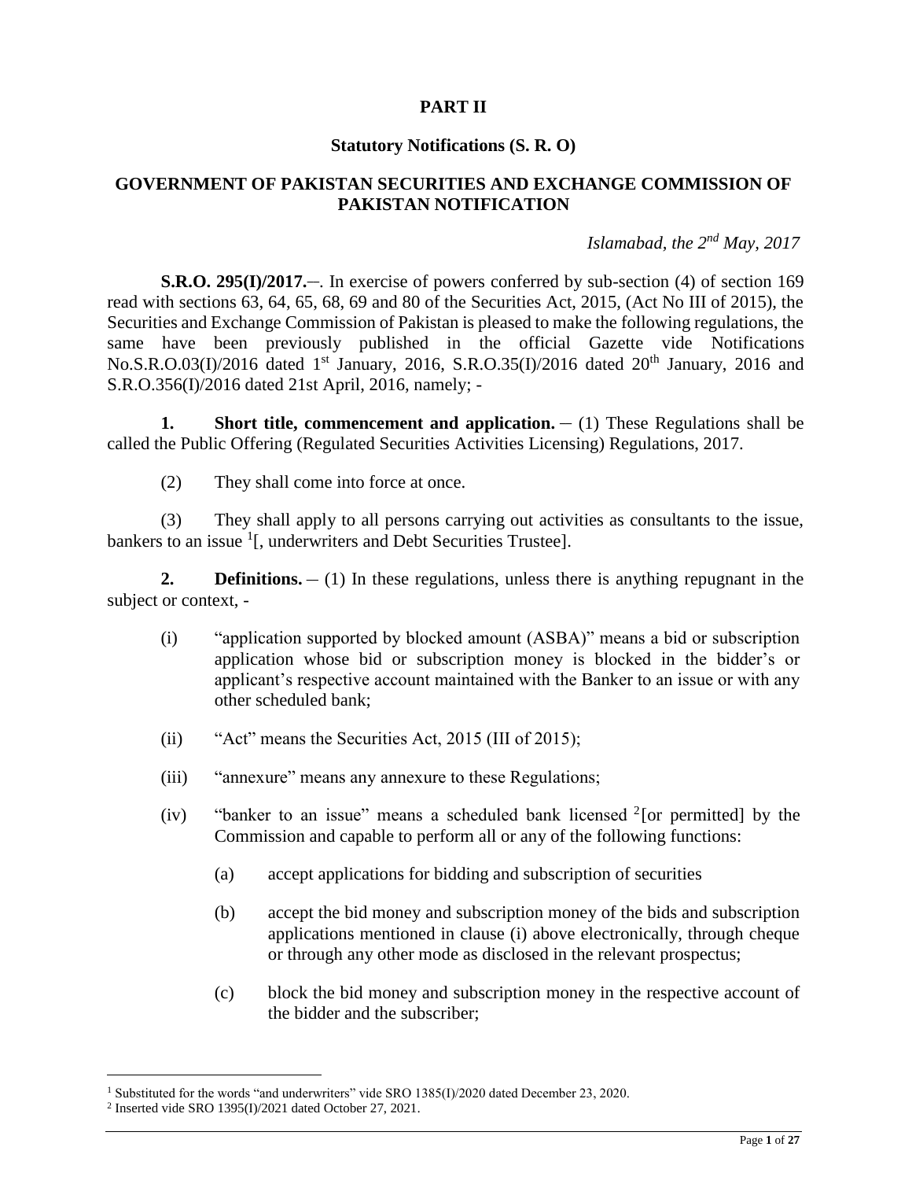# PART II

## Statutory Notifications (S. R. O)

## GOVERNMENT OF PAKISTAN SECURITIES AND EXCHANGE COMMISSION OF PAKISTAN NOTIFICATION

*Islamabad, the 2nd May, 2017*

**S.R.O. 295(I)/2017.**–. In exercise of powers conferred by sub-section (4) of section 169 read with sections 63, 64, 65, 68, 69 and 80 of the Securities Act, 2015, (Act No III of 2015), the Securities and Exchange Commission of Pakistan is pleased to make the following regulations, the same have been previously published in the official Gazette vide Notifications No.S.R.O.03(I)/2016 dated 1st January, 2016, S.R.O.35(I)/2016 dated 20th January, 2016 and S.R.O.356(I)/2016 dated 21st April, 2016, namely; -

**1. Short title, commencement and application.** – (1) These Regulations shall be called the Public Offering (Regulated Securities Activities Licensing) Regulations, 2017.

(2) They shall come into force at once.

(3) They shall apply to all persons carrying out activities as consultants to the issue, bankers to an issue [1][, underwriters and Debt Securities Trustee].

**2. Definitions.** – (1) In these regulations, unless there is anything repugnant in the subject or context, -

(i) "application supported by blocked amount (ASBA)" means a bid or subscription application whose bid or subscription money is blocked in the bidder's or applicant's respective account maintained with the Banker to an issue or with any other scheduled bank;

(ii) "Act" means the Securities Act, 2015 (III of 2015);

(iii) "annexure" means any annexure to these Regulations;

(iv) "banker to an issue" means a scheduled bank licensed [2][or permitted] by the Commission and capable to perform all or any of the following functions:

(a) accept applications for bidding and subscription of securities

(b) accept the bid money and subscription money of the bids and subscription applications mentioned in clause (i) above electronically, through cheque or through any other mode as disclosed in the relevant prospectus;

(c) block the bid money and subscription money in the respective account of the bidder and the subscriber;

---

[1] Substituted for the words "and underwriters" vide SRO 1385(I)/2020 dated December 23, 2020.

[2] Inserted vide SRO 1395(I)/2021 dated October 27, 2021.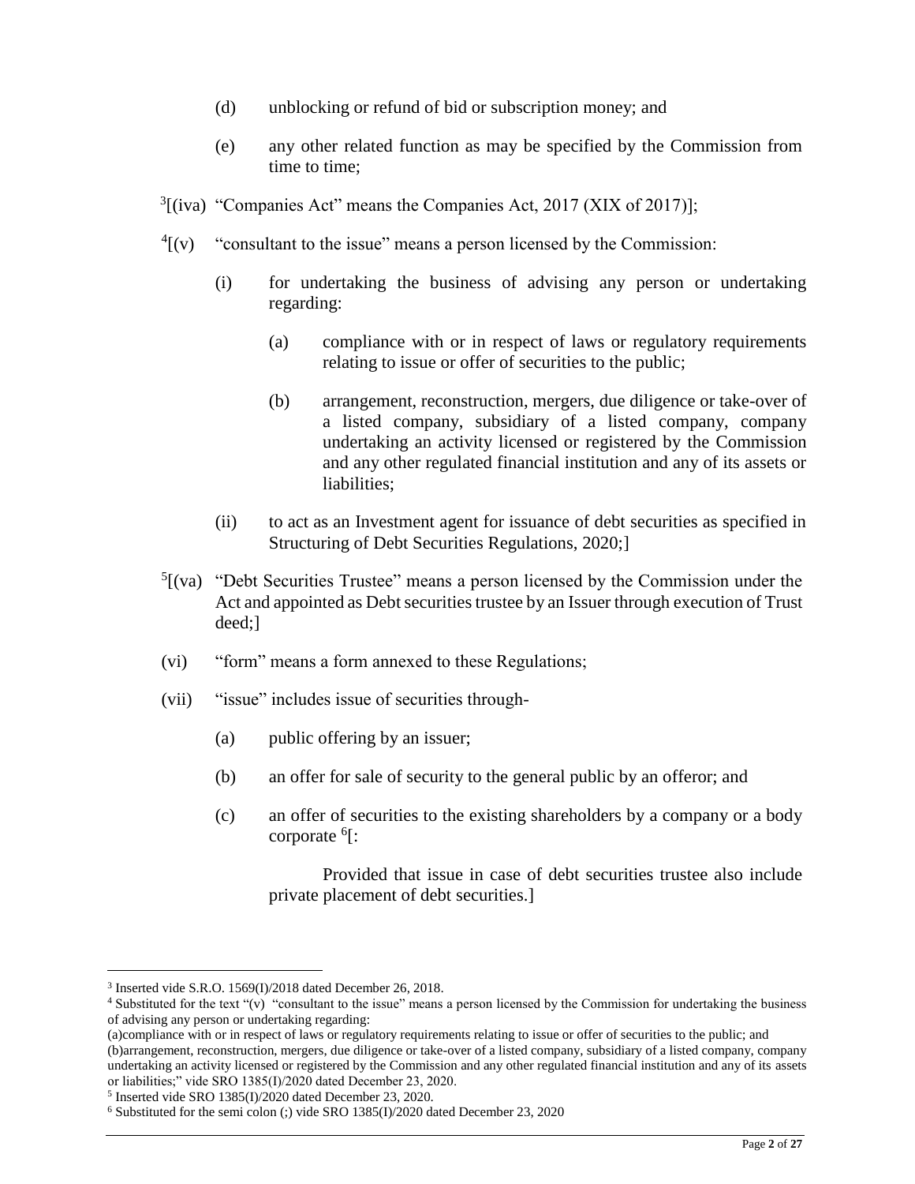(d) unblocking or refund of bid or subscription money; and

(e) any other related function as may be specified by the Commission from time to time;

[3][(iva) "Companies Act" means the Companies Act, 2017 (XIX of 2017)];

[4][(v) "consultant to the issue" means a person licensed by the Commission:

(i) for undertaking the business of advising any person or undertaking regarding:

(a) compliance with or in respect of laws or regulatory requirements relating to issue or offer of securities to the public;

(b) arrangement, reconstruction, mergers, due diligence or take-over of a listed company, subsidiary of a listed company, company undertaking an activity licensed or registered by the Commission and any other regulated financial institution and any of its assets or liabilities;

(ii) to act as an Investment agent for issuance of debt securities as specified in Structuring of Debt Securities Regulations, 2020;]

[5][(va) "Debt Securities Trustee" means a person licensed by the Commission under the Act and appointed as Debt securities trustee by an Issuer through execution of Trust deed;]

(vi) "form" means a form annexed to these Regulations;

(vii) "issue" includes issue of securities through-

(a) public offering by an issuer;

(b) an offer for sale of security to the general public by an offeror; and

(c) an offer of securities to the existing shareholders by a company or a body corporate [6][:

Provided that issue in case of debt securities trustee also include private placement of debt securities.]

---

[3] Inserted vide S.R.O. 1569(I)/2018 dated December 26, 2018.

[4] Substituted for the text "(v) "consultant to the issue" means a person licensed by the Commission for undertaking the business of advising any person or undertaking regarding:
(a)compliance with or in respect of laws or regulatory requirements relating to issue or offer of securities to the public; and
(b)arrangement, reconstruction, mergers, due diligence or take-over of a listed company, subsidiary of a listed company, company undertaking an activity licensed or registered by the Commission and any other regulated financial institution and any of its assets or liabilities;" vide SRO 1385(I)/2020 dated December 23, 2020.

[5] Inserted vide SRO 1385(I)/2020 dated December 23, 2020.

[6] Substituted for the semi colon (;) vide SRO 1385(I)/2020 dated December 23, 2020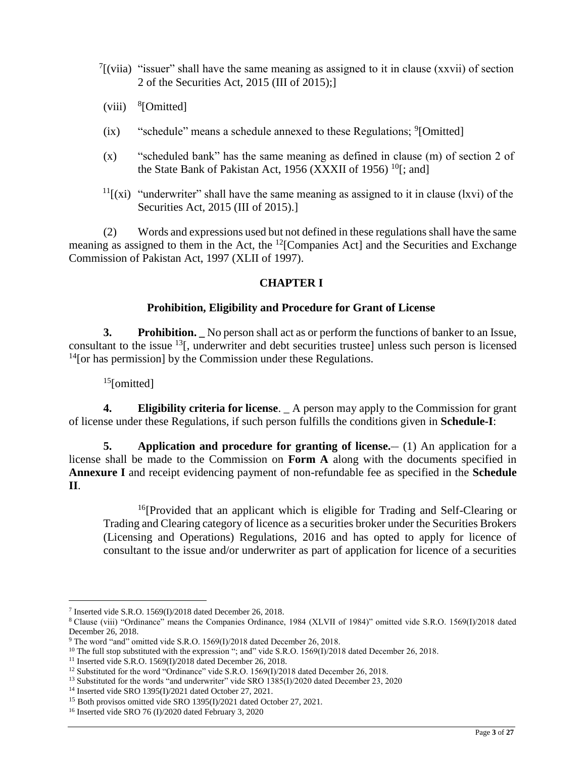[7][(viia) "issuer" shall have the same meaning as assigned to it in clause (xxvii) of section 2 of the Securities Act, 2015 (III of 2015);]

(viii) [8][Omitted]

(ix) "schedule" means a schedule annexed to these Regulations; [9][Omitted]

(x) "scheduled bank" has the same meaning as defined in clause (m) of section 2 of the State Bank of Pakistan Act, 1956 (XXXII of 1956) [10][; and]

[11][(xi) "underwriter" shall have the same meaning as assigned to it in clause (lxvi) of the Securities Act, 2015 (III of 2015).]

(2) Words and expressions used but not defined in these regulations shall have the same meaning as assigned to them in the Act, the [12][Companies Act] and the Securities and Exchange Commission of Pakistan Act, 1997 (XLII of 1997).

## CHAPTER I

### Prohibition, Eligibility and Procedure for Grant of License

**3. Prohibition. _** No person shall act as or perform the functions of banker to an Issue, consultant to the issue [13][, underwriter and debt securities trustee] unless such person is licensed [14][or has permission] by the Commission under these Regulations.

[15][omitted]

**4. Eligibility criteria for license**. _ A person may apply to the Commission for grant of license under these Regulations, if such person fulfills the conditions given in **Schedule-I**:

**5. Application and procedure for granting of license.**– (1) An application for a license shall be made to the Commission on **Form A** along with the documents specified in **Annexure I** and receipt evidencing payment of non-refundable fee as specified in the **Schedule II**.

> [16][Provided that an applicant which is eligible for Trading and Self-Clearing or Trading and Clearing category of licence as a securities broker under the Securities Brokers (Licensing and Operations) Regulations, 2016 and has opted to apply for licence of consultant to the issue and/or underwriter as part of application for licence of a securities

---

[7] Inserted vide S.R.O. 1569(I)/2018 dated December 26, 2018.

[8] Clause (viii) "Ordinance" means the Companies Ordinance, 1984 (XLVII of 1984)" omitted vide S.R.O. 1569(I)/2018 dated December 26, 2018.

[9] The word "and" omitted vide S.R.O. 1569(I)/2018 dated December 26, 2018.

[10] The full stop substituted with the expression "; and" vide S.R.O. 1569(I)/2018 dated December 26, 2018.

[11] Inserted vide S.R.O. 1569(I)/2018 dated December 26, 2018.

[12] Substituted for the word "Ordinance" vide S.R.O. 1569(I)/2018 dated December 26, 2018.

[13] Substituted for the words "and underwriter" vide SRO 1385(I)/2020 dated December 23, 2020

[14] Inserted vide SRO 1395(I)/2021 dated October 27, 2021.

[15] Both provisos omitted vide SRO 1395(I)/2021 dated October 27, 2021.

[16] Inserted vide SRO 76 (I)/2020 dated February 3, 2020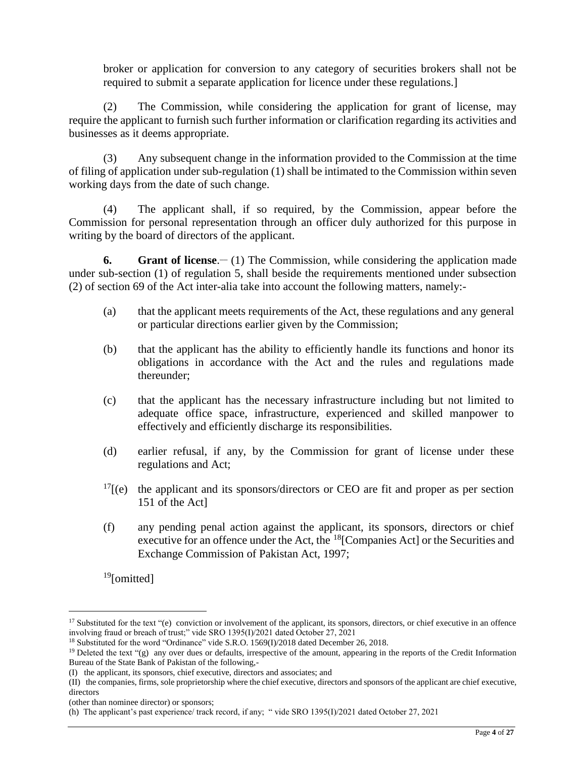broker or application for conversion to any category of securities brokers shall not be required to submit a separate application for licence under these regulations.]

(2) The Commission, while considering the application for grant of license, may require the applicant to furnish such further information or clarification regarding its activities and businesses as it deems appropriate.

(3) Any subsequent change in the information provided to the Commission at the time of filing of application under sub-regulation (1) shall be intimated to the Commission within seven working days from the date of such change.

(4) The applicant shall, if so required, by the Commission, appear before the Commission for personal representation through an officer duly authorized for this purpose in writing by the board of directors of the applicant.

**6. Grant of license**.— (1) The Commission, while considering the application made under sub-section (1) of regulation 5, shall beside the requirements mentioned under subsection (2) of section 69 of the Act inter-alia take into account the following matters, namely:-

(a) that the applicant meets requirements of the Act, these regulations and any general or particular directions earlier given by the Commission;

(b) that the applicant has the ability to efficiently handle its functions and honor its obligations in accordance with the Act and the rules and regulations made thereunder;

(c) that the applicant has the necessary infrastructure including but not limited to adequate office space, infrastructure, experienced and skilled manpower to effectively and efficiently discharge its responsibilities.

(d) earlier refusal, if any, by the Commission for grant of license under these regulations and Act;

[17][(e) the applicant and its sponsors/directors or CEO are fit and proper as per section 151 of the Act]

(f) any pending penal action against the applicant, its sponsors, directors or chief executive for an offence under the Act, the [18][Companies Act] or the Securities and Exchange Commission of Pakistan Act, 1997;

[19][omitted]

---

[17] Substituted for the text "(e) conviction or involvement of the applicant, its sponsors, directors, or chief executive in an offence involving fraud or breach of trust;" vide SRO 1395(I)/2021 dated October 27, 2021

[18] Substituted for the word "Ordinance" vide S.R.O. 1569(I)/2018 dated December 26, 2018.

[19] Deleted the text "(g) any over dues or defaults, irrespective of the amount, appearing in the reports of the Credit Information Bureau of the State Bank of Pakistan of the following,-

(I) the applicant, its sponsors, chief executive, directors and associates; and

(II) the companies, firms, sole proprietorship where the chief executive, directors and sponsors of the applicant are chief executive, directors

(other than nominee director) or sponsors;

(h) The applicant's past experience/ track record, if any; " vide SRO 1395(I)/2021 dated October 27, 2021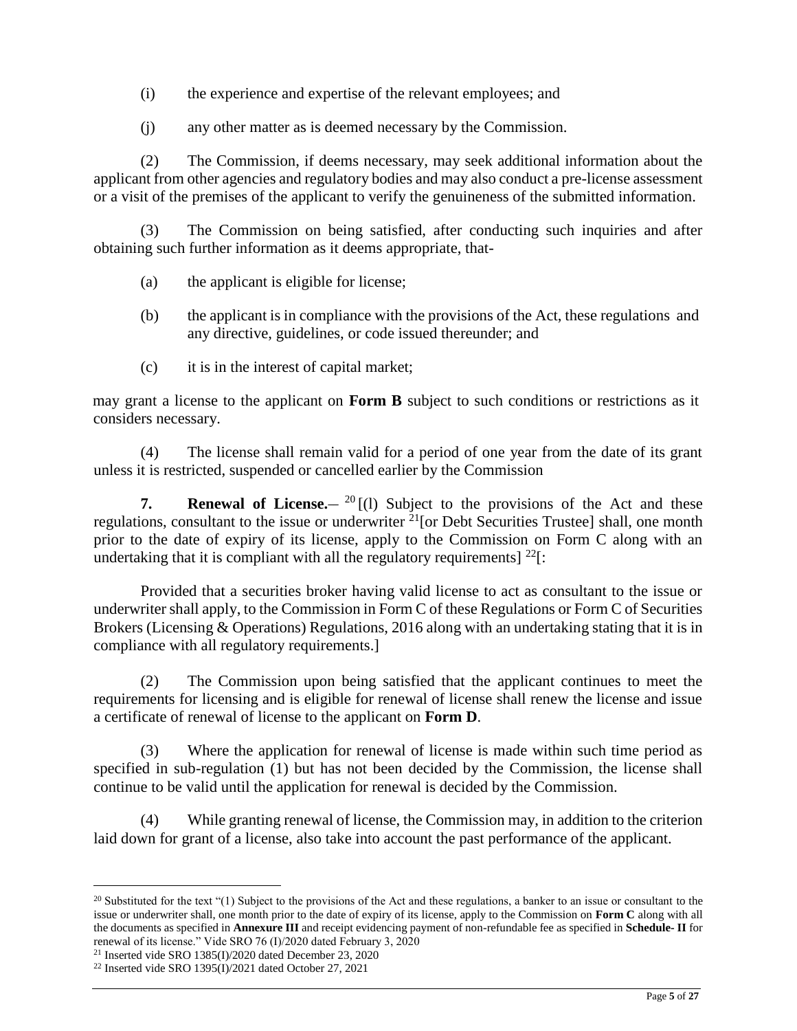(i) the experience and expertise of the relevant employees; and

(j) any other matter as is deemed necessary by the Commission.

(2) The Commission, if deems necessary, may seek additional information about the applicant from other agencies and regulatory bodies and may also conduct a pre-license assessment or a visit of the premises of the applicant to verify the genuineness of the submitted information.

(3) The Commission on being satisfied, after conducting such inquiries and after obtaining such further information as it deems appropriate, that-

(a) the applicant is eligible for license;

(b) the applicant is in compliance with the provisions of the Act, these regulations and any directive, guidelines, or code issued thereunder; and

(c) it is in the interest of capital market;

may grant a license to the applicant on **Form B** subject to such conditions or restrictions as it considers necessary.

(4) The license shall remain valid for a period of one year from the date of its grant unless it is restricted, suspended or cancelled earlier by the Commission

**7. Renewal of License.**– [20][(l) Subject to the provisions of the Act and these regulations, consultant to the issue or underwriter [21][or Debt Securities Trustee] shall, one month prior to the date of expiry of its license, apply to the Commission on Form C along with an undertaking that it is compliant with all the regulatory requirements] [22][:

Provided that a securities broker having valid license to act as consultant to the issue or underwriter shall apply, to the Commission in Form C of these Regulations or Form C of Securities Brokers (Licensing & Operations) Regulations, 2016 along with an undertaking stating that it is in compliance with all regulatory requirements.]

(2) The Commission upon being satisfied that the applicant continues to meet the requirements for licensing and is eligible for renewal of license shall renew the license and issue a certificate of renewal of license to the applicant on **Form D**.

(3) Where the application for renewal of license is made within such time period as specified in sub-regulation (1) but has not been decided by the Commission, the license shall continue to be valid until the application for renewal is decided by the Commission.

(4) While granting renewal of license, the Commission may, in addition to the criterion laid down for grant of a license, also take into account the past performance of the applicant.

---

[20] Substituted for the text "(1) Subject to the provisions of the Act and these regulations, a banker to an issue or consultant to the issue or underwriter shall, one month prior to the date of expiry of its license, apply to the Commission on **Form C** along with all the documents as specified in **Annexure III** and receipt evidencing payment of non-refundable fee as specified in **Schedule- II** for renewal of its license." Vide SRO 76 (I)/2020 dated February 3, 2020

[21] Inserted vide SRO 1385(I)/2020 dated December 23, 2020

[22] Inserted vide SRO 1395(I)/2021 dated October 27, 2021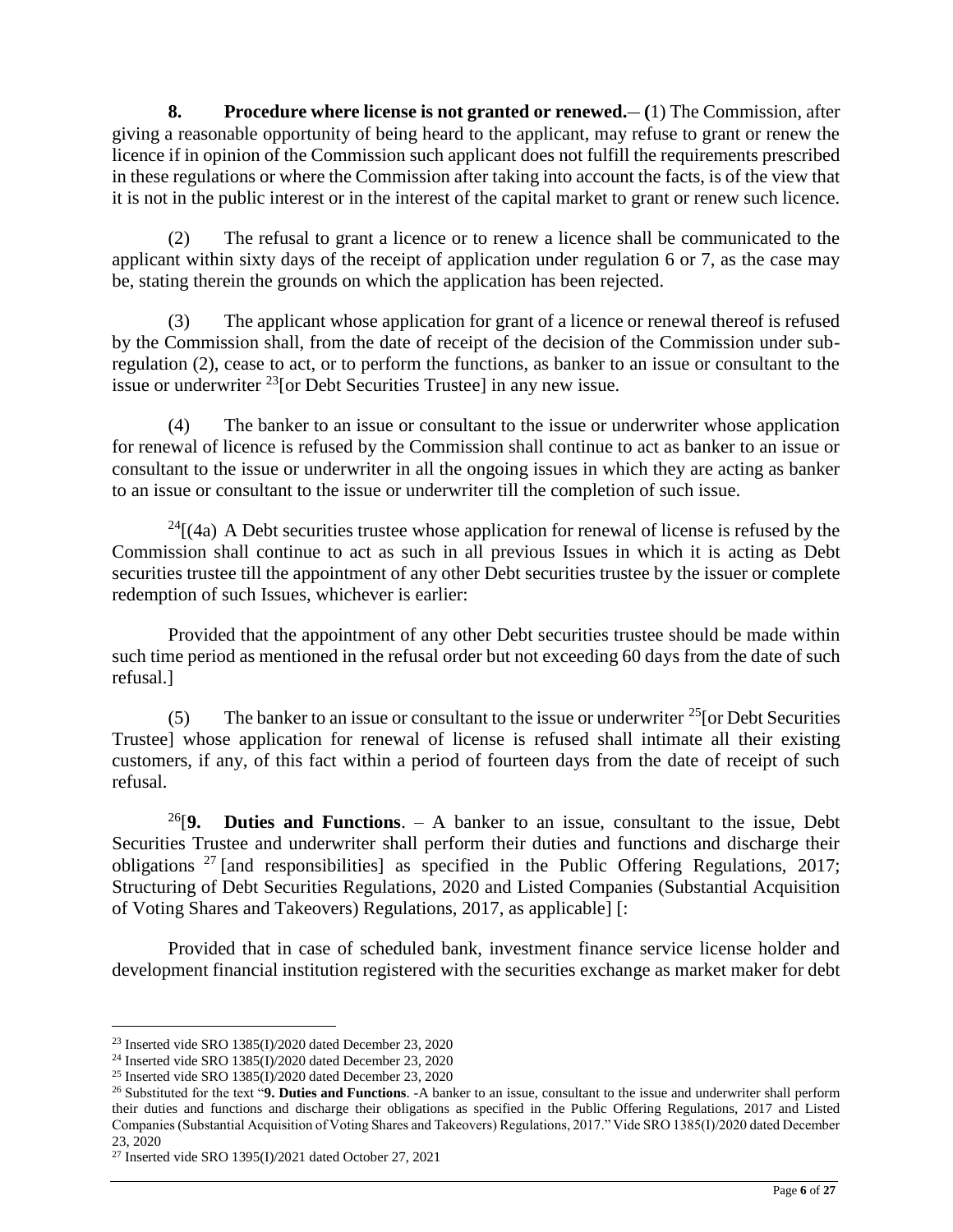**8. Procedure where license is not granted or renewed.**– **(**1) The Commission, after giving a reasonable opportunity of being heard to the applicant, may refuse to grant or renew the licence if in opinion of the Commission such applicant does not fulfill the requirements prescribed in these regulations or where the Commission after taking into account the facts, is of the view that it is not in the public interest or in the interest of the capital market to grant or renew such licence.

(2) The refusal to grant a licence or to renew a licence shall be communicated to the applicant within sixty days of the receipt of application under regulation 6 or 7, as the case may be, stating therein the grounds on which the application has been rejected.

(3) The applicant whose application for grant of a licence or renewal thereof is refused by the Commission shall, from the date of receipt of the decision of the Commission under sub-regulation (2), cease to act, or to perform the functions, as banker to an issue or consultant to the issue or underwriter [23][or Debt Securities Trustee] in any new issue.

(4) The banker to an issue or consultant to the issue or underwriter whose application for renewal of licence is refused by the Commission shall continue to act as banker to an issue or consultant to the issue or underwriter in all the ongoing issues in which they are acting as banker to an issue or consultant to the issue or underwriter till the completion of such issue.

[24][(4a) A Debt securities trustee whose application for renewal of license is refused by the Commission shall continue to act as such in all previous Issues in which it is acting as Debt securities trustee till the appointment of any other Debt securities trustee by the issuer or complete redemption of such Issues, whichever is earlier:

Provided that the appointment of any other Debt securities trustee should be made within such time period as mentioned in the refusal order but not exceeding 60 days from the date of such refusal.]

(5) The banker to an issue or consultant to the issue or underwriter [25][or Debt Securities Trustee] whose application for renewal of license is refused shall intimate all their existing customers, if any, of this fact within a period of fourteen days from the date of receipt of such refusal.

[26][**9. Duties and Functions**. – A banker to an issue, consultant to the issue, Debt Securities Trustee and underwriter shall perform their duties and functions and discharge their obligations [27] [and responsibilities] as specified in the Public Offering Regulations, 2017; Structuring of Debt Securities Regulations, 2020 and Listed Companies (Substantial Acquisition of Voting Shares and Takeovers) Regulations, 2017, as applicable] [:

Provided that in case of scheduled bank, investment finance service license holder and development financial institution registered with the securities exchange as market maker for debt

---

[23] Inserted vide SRO 1385(I)/2020 dated December 23, 2020

[24] Inserted vide SRO 1385(I)/2020 dated December 23, 2020

[25] Inserted vide SRO 1385(I)/2020 dated December 23, 2020

[26] Substituted for the text "**9. Duties and Functions**. -A banker to an issue, consultant to the issue and underwriter shall perform their duties and functions and discharge their obligations as specified in the Public Offering Regulations, 2017 and Listed Companies (Substantial Acquisition of Voting Shares and Takeovers) Regulations, 2017." Vide SRO 1385(I)/2020 dated December 23, 2020

[27] Inserted vide SRO 1395(I)/2021 dated October 27, 2021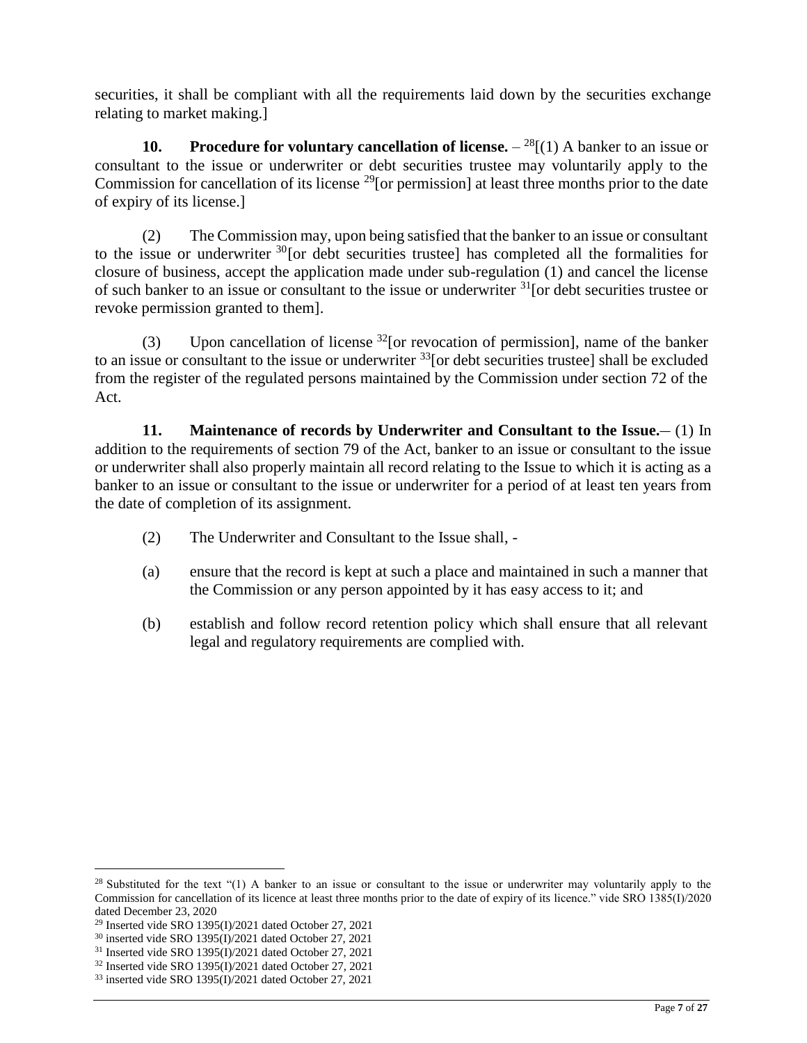securities, it shall be compliant with all the requirements laid down by the securities exchange relating to market making.]

**10. Procedure for voluntary cancellation of license.** – [28][(1) A banker to an issue or consultant to the issue or underwriter or debt securities trustee may voluntarily apply to the Commission for cancellation of its license [29][or permission] at least three months prior to the date of expiry of its license.]

(2) The Commission may, upon being satisfied that the banker to an issue or consultant to the issue or underwriter [30][or debt securities trustee] has completed all the formalities for closure of business, accept the application made under sub-regulation (1) and cancel the license of such banker to an issue or consultant to the issue or underwriter [31][or debt securities trustee or revoke permission granted to them].

(3) Upon cancellation of license [32][or revocation of permission], name of the banker to an issue or consultant to the issue or underwriter [33][or debt securities trustee] shall be excluded from the register of the regulated persons maintained by the Commission under section 72 of the Act.

**11. Maintenance of records by Underwriter and Consultant to the Issue.**– (1) In addition to the requirements of section 79 of the Act, banker to an issue or consultant to the issue or underwriter shall also properly maintain all record relating to the Issue to which it is acting as a banker to an issue or consultant to the issue or underwriter for a period of at least ten years from the date of completion of its assignment.

(2) The Underwriter and Consultant to the Issue shall, -

(a) ensure that the record is kept at such a place and maintained in such a manner that the Commission or any person appointed by it has easy access to it; and

(b) establish and follow record retention policy which shall ensure that all relevant legal and regulatory requirements are complied with.

---

[28] Substituted for the text "(1) A banker to an issue or consultant to the issue or underwriter may voluntarily apply to the Commission for cancellation of its licence at least three months prior to the date of expiry of its licence." vide SRO 1385(I)/2020 dated December 23, 2020

[29] Inserted vide SRO 1395(I)/2021 dated October 27, 2021

[30] inserted vide SRO 1395(I)/2021 dated October 27, 2021

[31] Inserted vide SRO 1395(I)/2021 dated October 27, 2021

[32] Inserted vide SRO 1395(I)/2021 dated October 27, 2021

[33] inserted vide SRO 1395(I)/2021 dated October 27, 2021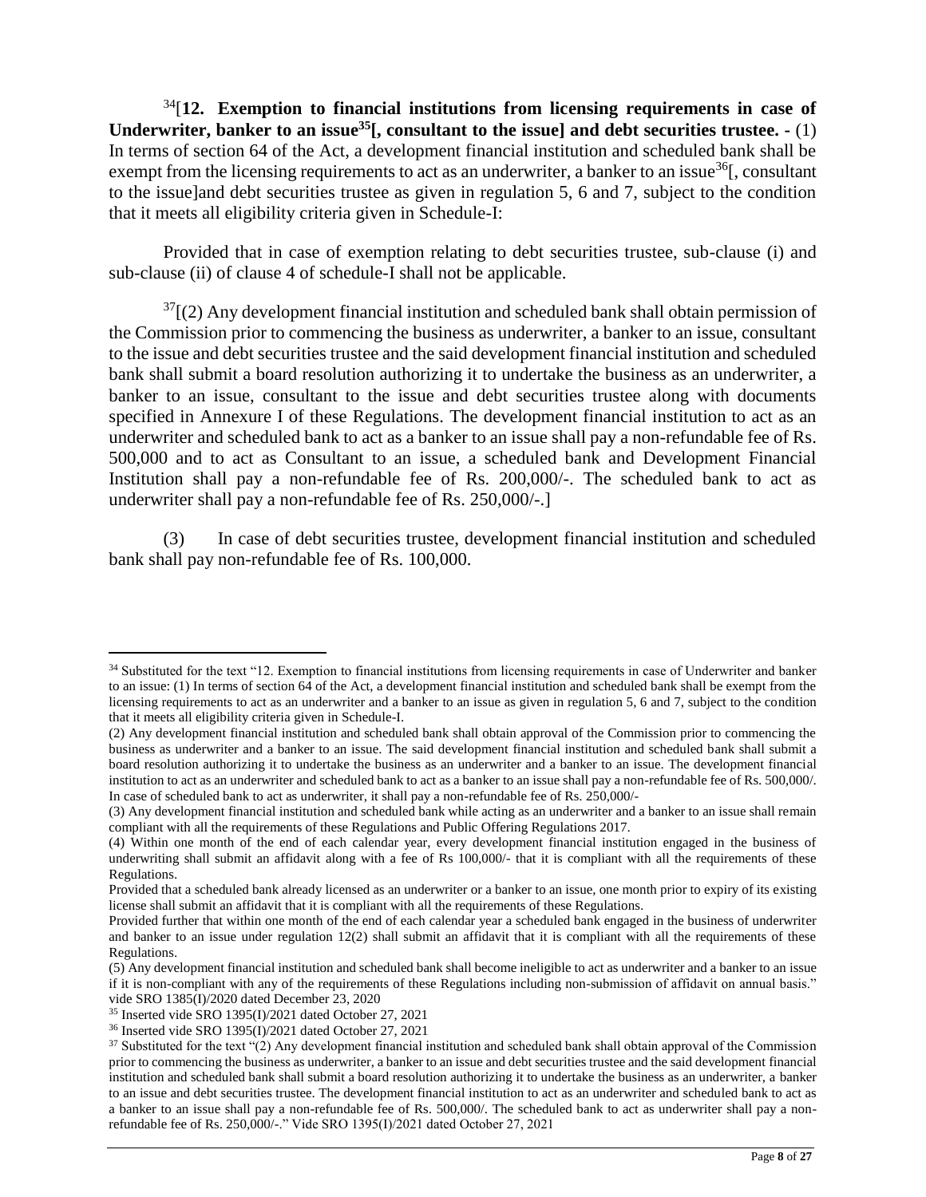[34][**12. Exemption to financial institutions from licensing requirements in case of Underwriter, banker to an issue[35][, consultant to the issue] and debt securities trustee. -** (1) In terms of section 64 of the Act, a development financial institution and scheduled bank shall be exempt from the licensing requirements to act as an underwriter, a banker to an issue[36][, consultant to the issue]and debt securities trustee as given in regulation 5, 6 and 7, subject to the condition that it meets all eligibility criteria given in Schedule-I:

Provided that in case of exemption relating to debt securities trustee, sub-clause (i) and sub-clause (ii) of clause 4 of schedule-I shall not be applicable.

[37][(2) Any development financial institution and scheduled bank shall obtain permission of the Commission prior to commencing the business as underwriter, a banker to an issue, consultant to the issue and debt securities trustee and the said development financial institution and scheduled bank shall submit a board resolution authorizing it to undertake the business as an underwriter, a banker to an issue, consultant to the issue and debt securities trustee along with documents specified in Annexure I of these Regulations. The development financial institution to act as an underwriter and scheduled bank to act as a banker to an issue shall pay a non-refundable fee of Rs. 500,000 and to act as Consultant to an issue, a scheduled bank and Development Financial Institution shall pay a non-refundable fee of Rs. 200,000/-. The scheduled bank to act as underwriter shall pay a non-refundable fee of Rs. 250,000/-.]

(3) In case of debt securities trustee, development financial institution and scheduled bank shall pay non-refundable fee of Rs. 100,000.

---

[34] Substituted for the text "12. Exemption to financial institutions from licensing requirements in case of Underwriter and banker to an issue: (1) In terms of section 64 of the Act, a development financial institution and scheduled bank shall be exempt from the licensing requirements to act as an underwriter and a banker to an issue as given in regulation 5, 6 and 7, subject to the condition that it meets all eligibility criteria given in Schedule-I.

(2) Any development financial institution and scheduled bank shall obtain approval of the Commission prior to commencing the business as underwriter and a banker to an issue. The said development financial institution and scheduled bank shall submit a board resolution authorizing it to undertake the business as an underwriter and a banker to an issue. The development financial institution to act as an underwriter and scheduled bank to act as a banker to an issue shall pay a non-refundable fee of Rs. 500,000/. In case of scheduled bank to act as underwriter, it shall pay a non-refundable fee of Rs. 250,000/-

(3) Any development financial institution and scheduled bank while acting as an underwriter and a banker to an issue shall remain compliant with all the requirements of these Regulations and Public Offering Regulations 2017.

(4) Within one month of the end of each calendar year, every development financial institution engaged in the business of underwriting shall submit an affidavit along with a fee of Rs 100,000/- that it is compliant with all the requirements of these Regulations.

Provided that a scheduled bank already licensed as an underwriter or a banker to an issue, one month prior to expiry of its existing license shall submit an affidavit that it is compliant with all the requirements of these Regulations.

Provided further that within one month of the end of each calendar year a scheduled bank engaged in the business of underwriter and banker to an issue under regulation 12(2) shall submit an affidavit that it is compliant with all the requirements of these Regulations.

(5) Any development financial institution and scheduled bank shall become ineligible to act as underwriter and a banker to an issue if it is non-compliant with any of the requirements of these Regulations including non-submission of affidavit on annual basis." vide SRO 1385(I)/2020 dated December 23, 2020

[35] Inserted vide SRO 1395(I)/2021 dated October 27, 2021

[36] Inserted vide SRO 1395(I)/2021 dated October 27, 2021

[37] Substituted for the text "(2) Any development financial institution and scheduled bank shall obtain approval of the Commission prior to commencing the business as underwriter, a banker to an issue and debt securities trustee and the said development financial institution and scheduled bank shall submit a board resolution authorizing it to undertake the business as an underwriter, a banker to an issue and debt securities trustee. The development financial institution to act as an underwriter and scheduled bank to act as a banker to an issue shall pay a non-refundable fee of Rs. 500,000/. The scheduled bank to act as underwriter shall pay a non-refundable fee of Rs. 250,000/-." Vide SRO 1395(I)/2021 dated October 27, 2021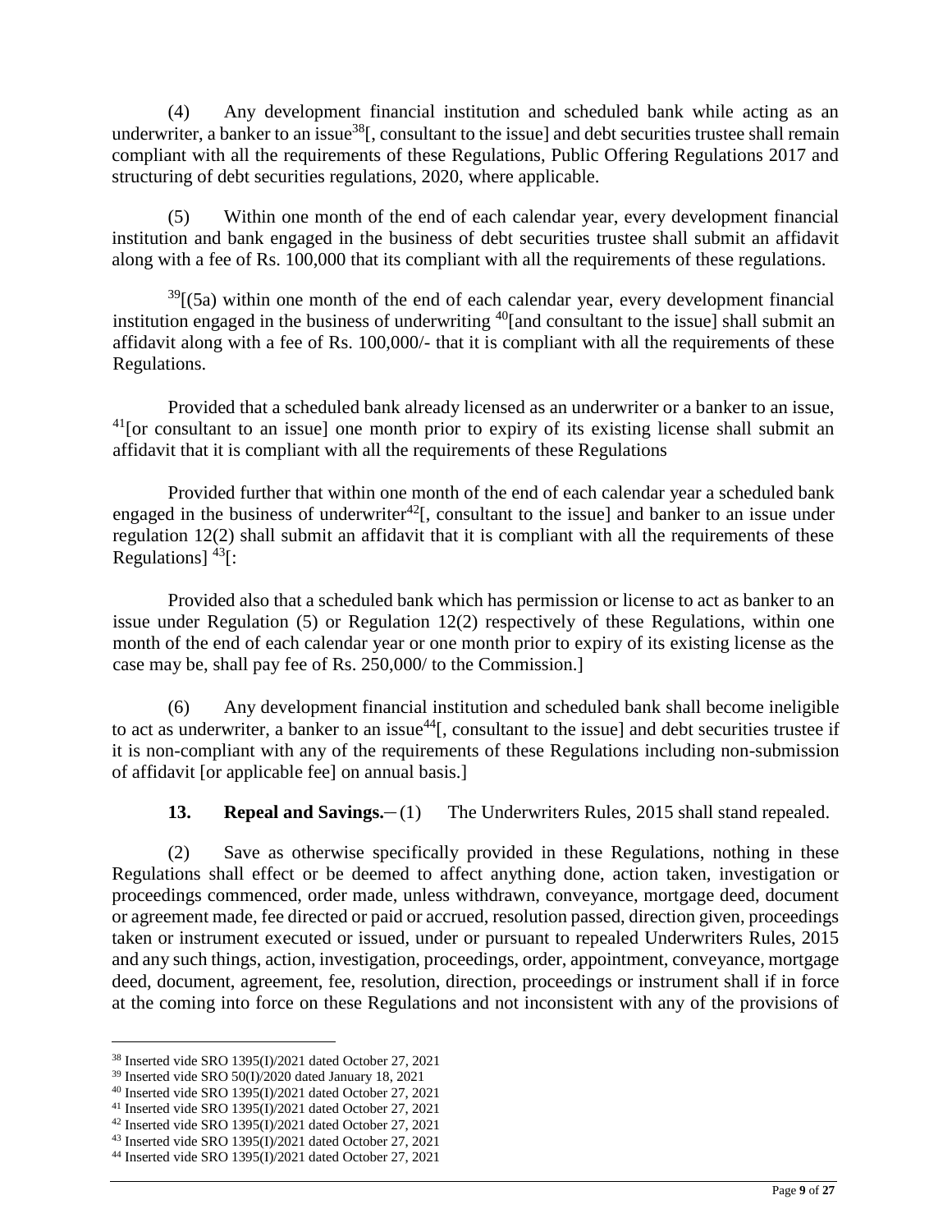(4) Any development financial institution and scheduled bank while acting as an underwriter, a banker to an issue[38][, consultant to the issue] and debt securities trustee shall remain compliant with all the requirements of these Regulations, Public Offering Regulations 2017 and structuring of debt securities regulations, 2020, where applicable.

(5) Within one month of the end of each calendar year, every development financial institution and bank engaged in the business of debt securities trustee shall submit an affidavit along with a fee of Rs. 100,000 that its compliant with all the requirements of these regulations.

[39][(5a) within one month of the end of each calendar year, every development financial institution engaged in the business of underwriting [40][and consultant to the issue] shall submit an affidavit along with a fee of Rs. 100,000/- that it is compliant with all the requirements of these Regulations.

Provided that a scheduled bank already licensed as an underwriter or a banker to an issue, [41][or consultant to an issue] one month prior to expiry of its existing license shall submit an affidavit that it is compliant with all the requirements of these Regulations

Provided further that within one month of the end of each calendar year a scheduled bank engaged in the business of underwriter[42][, consultant to the issue] and banker to an issue under regulation 12(2) shall submit an affidavit that it is compliant with all the requirements of these Regulations] [43][:

Provided also that a scheduled bank which has permission or license to act as banker to an issue under Regulation (5) or Regulation 12(2) respectively of these Regulations, within one month of the end of each calendar year or one month prior to expiry of its existing license as the case may be, shall pay fee of Rs. 250,000/ to the Commission.]

(6) Any development financial institution and scheduled bank shall become ineligible to act as underwriter, a banker to an issue[44][, consultant to the issue] and debt securities trustee if it is non-compliant with any of the requirements of these Regulations including non-submission of affidavit [or applicable fee] on annual basis.]

**13. Repeal and Savings.**—(1) The Underwriters Rules, 2015 shall stand repealed.

(2) Save as otherwise specifically provided in these Regulations, nothing in these Regulations shall effect or be deemed to affect anything done, action taken, investigation or proceedings commenced, order made, unless withdrawn, conveyance, mortgage deed, document or agreement made, fee directed or paid or accrued, resolution passed, direction given, proceedings taken or instrument executed or issued, under or pursuant to repealed Underwriters Rules, 2015 and any such things, action, investigation, proceedings, order, appointment, conveyance, mortgage deed, document, agreement, fee, resolution, direction, proceedings or instrument shall if in force at the coming into force on these Regulations and not inconsistent with any of the provisions of

---

[38] Inserted vide SRO 1395(I)/2021 dated October 27, 2021

[39] Inserted vide SRO 50(I)/2020 dated January 18, 2021

[40] Inserted vide SRO 1395(I)/2021 dated October 27, 2021

[41] Inserted vide SRO 1395(I)/2021 dated October 27, 2021

[42] Inserted vide SRO 1395(I)/2021 dated October 27, 2021

[43] Inserted vide SRO 1395(I)/2021 dated October 27, 2021

[44] Inserted vide SRO 1395(I)/2021 dated October 27, 2021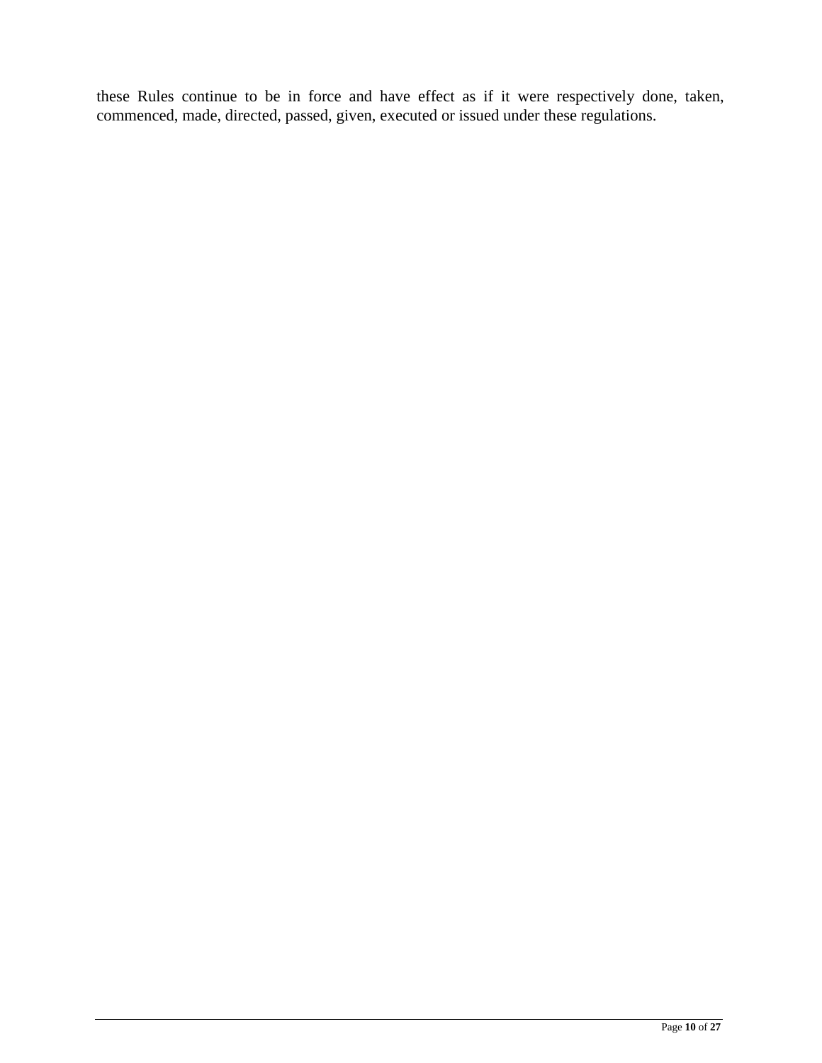these Rules continue to be in force and have effect as if it were respectively done, taken, commenced, made, directed, passed, given, executed or issued under these regulations.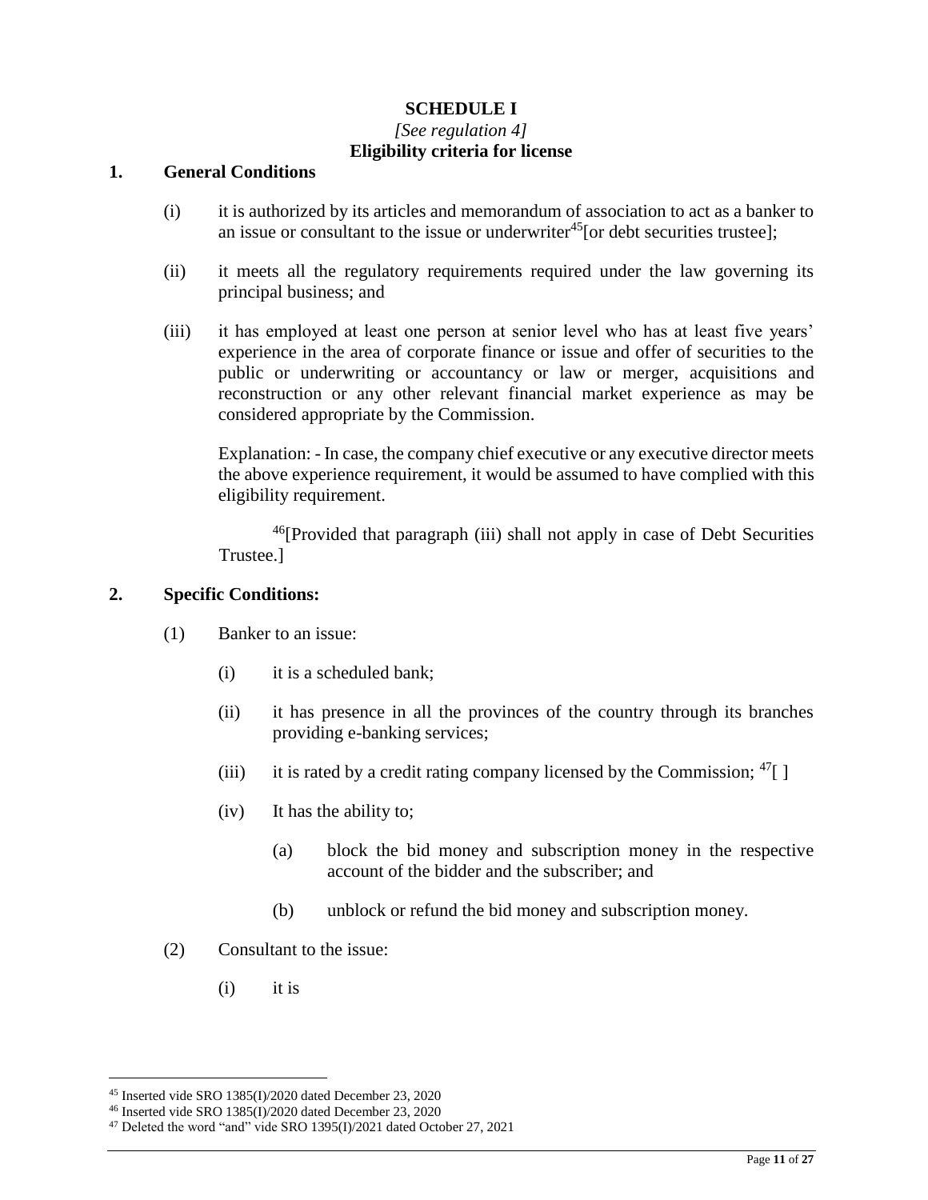**SCHEDULE I**

*[See regulation 4]*

**Eligibility criteria for license**

**1. General Conditions**

(i) it is authorized by its articles and memorandum of association to act as a banker to an issue or consultant to the issue or underwriter[45][or debt securities trustee];

(ii) it meets all the regulatory requirements required under the law governing its principal business; and

(iii) it has employed at least one person at senior level who has at least five years' experience in the area of corporate finance or issue and offer of securities to the public or underwriting or accountancy or law or merger, acquisitions and reconstruction or any other relevant financial market experience as may be considered appropriate by the Commission.

Explanation: - In case, the company chief executive or any executive director meets the above experience requirement, it would be assumed to have complied with this eligibility requirement.

[46][Provided that paragraph (iii) shall not apply in case of Debt Securities Trustee.]

**2. Specific Conditions:**

(1) Banker to an issue:

(i) it is a scheduled bank;

(ii) it has presence in all the provinces of the country through its branches providing e-banking services;

(iii) it is rated by a credit rating company licensed by the Commission; [47][ ]

(iv) It has the ability to;

(a) block the bid money and subscription money in the respective account of the bidder and the subscriber; and

(b) unblock or refund the bid money and subscription money.

(2) Consultant to the issue:

(i) it is

---

[45] Inserted vide SRO 1385(I)/2020 dated December 23, 2020

[46] Inserted vide SRO 1385(I)/2020 dated December 23, 2020

[47] Deleted the word "and" vide SRO 1395(I)/2021 dated October 27, 2021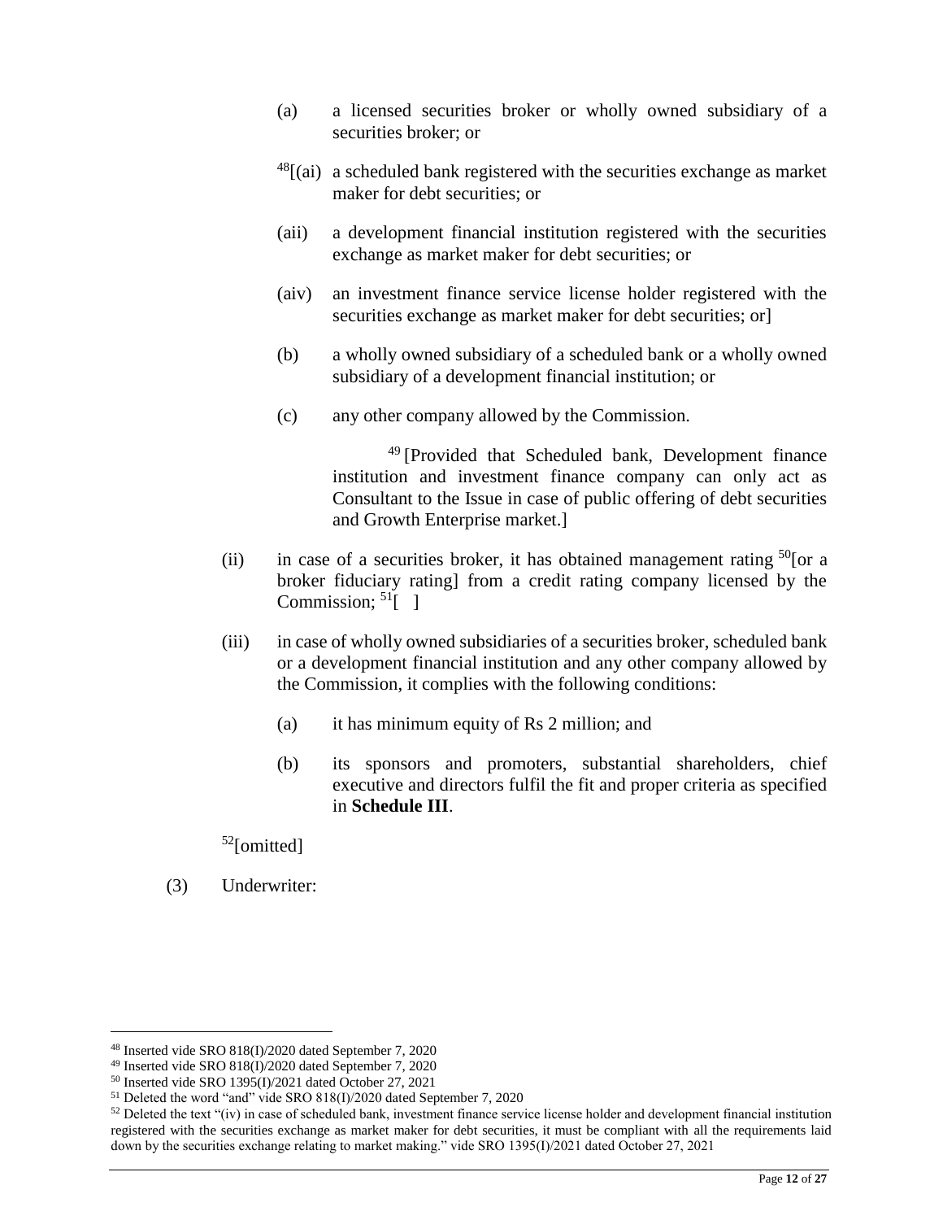(a) a licensed securities broker or wholly owned subsidiary of a securities broker; or

[48][(ai) a scheduled bank registered with the securities exchange as market maker for debt securities; or

(aii) a development financial institution registered with the securities exchange as market maker for debt securities; or

(aiv) an investment finance service license holder registered with the securities exchange as market maker for debt securities; or]

(b) a wholly owned subsidiary of a scheduled bank or a wholly owned subsidiary of a development financial institution; or

(c) any other company allowed by the Commission.

[49] [Provided that Scheduled bank, Development finance institution and investment finance company can only act as Consultant to the Issue in case of public offering of debt securities and Growth Enterprise market.]

(ii) in case of a securities broker, it has obtained management rating [50][or a broker fiduciary rating] from a credit rating company licensed by the Commission; [51][ ]

(iii) in case of wholly owned subsidiaries of a securities broker, scheduled bank or a development financial institution and any other company allowed by the Commission, it complies with the following conditions:

(a) it has minimum equity of Rs 2 million; and

(b) its sponsors and promoters, substantial shareholders, chief executive and directors fulfil the fit and proper criteria as specified in **Schedule III**.

[52][omitted]

(3) Underwriter:

---

[48] Inserted vide SRO 818(I)/2020 dated September 7, 2020

[49] Inserted vide SRO 818(I)/2020 dated September 7, 2020

[50] Inserted vide SRO 1395(I)/2021 dated October 27, 2021

[51] Deleted the word "and" vide SRO 818(I)/2020 dated September 7, 2020

[52] Deleted the text "(iv) in case of scheduled bank, investment finance service license holder and development financial institution registered with the securities exchange as market maker for debt securities, it must be compliant with all the requirements laid down by the securities exchange relating to market making." vide SRO 1395(I)/2021 dated October 27, 2021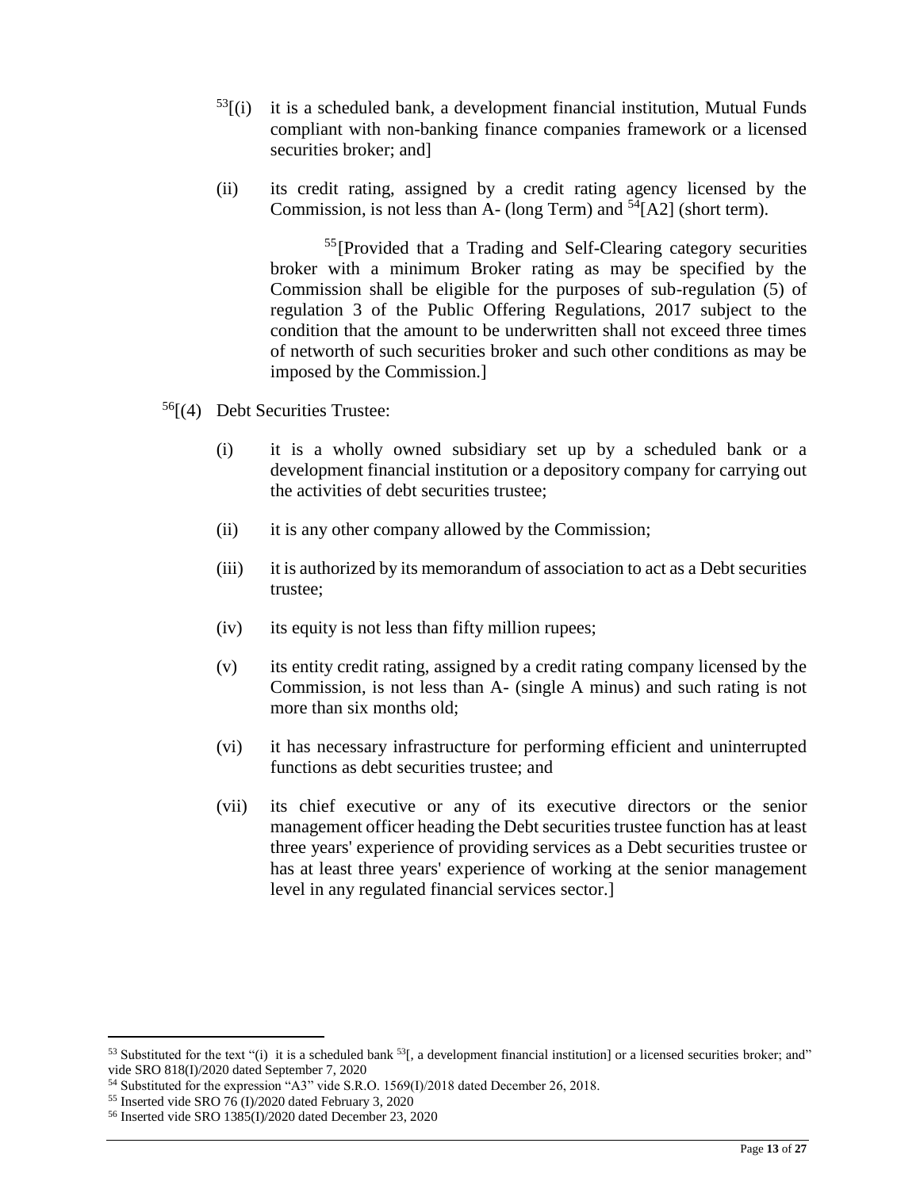[53][(i) it is a scheduled bank, a development financial institution, Mutual Funds compliant with non-banking finance companies framework or a licensed securities broker; and]

(ii) its credit rating, assigned by a credit rating agency licensed by the Commission, is not less than A- (long Term) and [54][A2] (short term).

[55][Provided that a Trading and Self-Clearing category securities broker with a minimum Broker rating as may be specified by the Commission shall be eligible for the purposes of sub-regulation (5) of regulation 3 of the Public Offering Regulations, 2017 subject to the condition that the amount to be underwritten shall not exceed three times of networth of such securities broker and such other conditions as may be imposed by the Commission.]

[56][(4) Debt Securities Trustee:

(i) it is a wholly owned subsidiary set up by a scheduled bank or a development financial institution or a depository company for carrying out the activities of debt securities trustee;

(ii) it is any other company allowed by the Commission;

(iii) it is authorized by its memorandum of association to act as a Debt securities trustee;

(iv) its equity is not less than fifty million rupees;

(v) its entity credit rating, assigned by a credit rating company licensed by the Commission, is not less than A- (single A minus) and such rating is not more than six months old;

(vi) it has necessary infrastructure for performing efficient and uninterrupted functions as debt securities trustee; and

(vii) its chief executive or any of its executive directors or the senior management officer heading the Debt securities trustee function has at least three years' experience of providing services as a Debt securities trustee or has at least three years' experience of working at the senior management level in any regulated financial services sector.]

---

[53] Substituted for the text "(i) it is a scheduled bank [53][, a development financial institution] or a licensed securities broker; and" vide SRO 818(I)/2020 dated September 7, 2020

[54] Substituted for the expression "A3" vide S.R.O. 1569(I)/2018 dated December 26, 2018.

[55] Inserted vide SRO 76 (I)/2020 dated February 3, 2020

[56] Inserted vide SRO 1385(I)/2020 dated December 23, 2020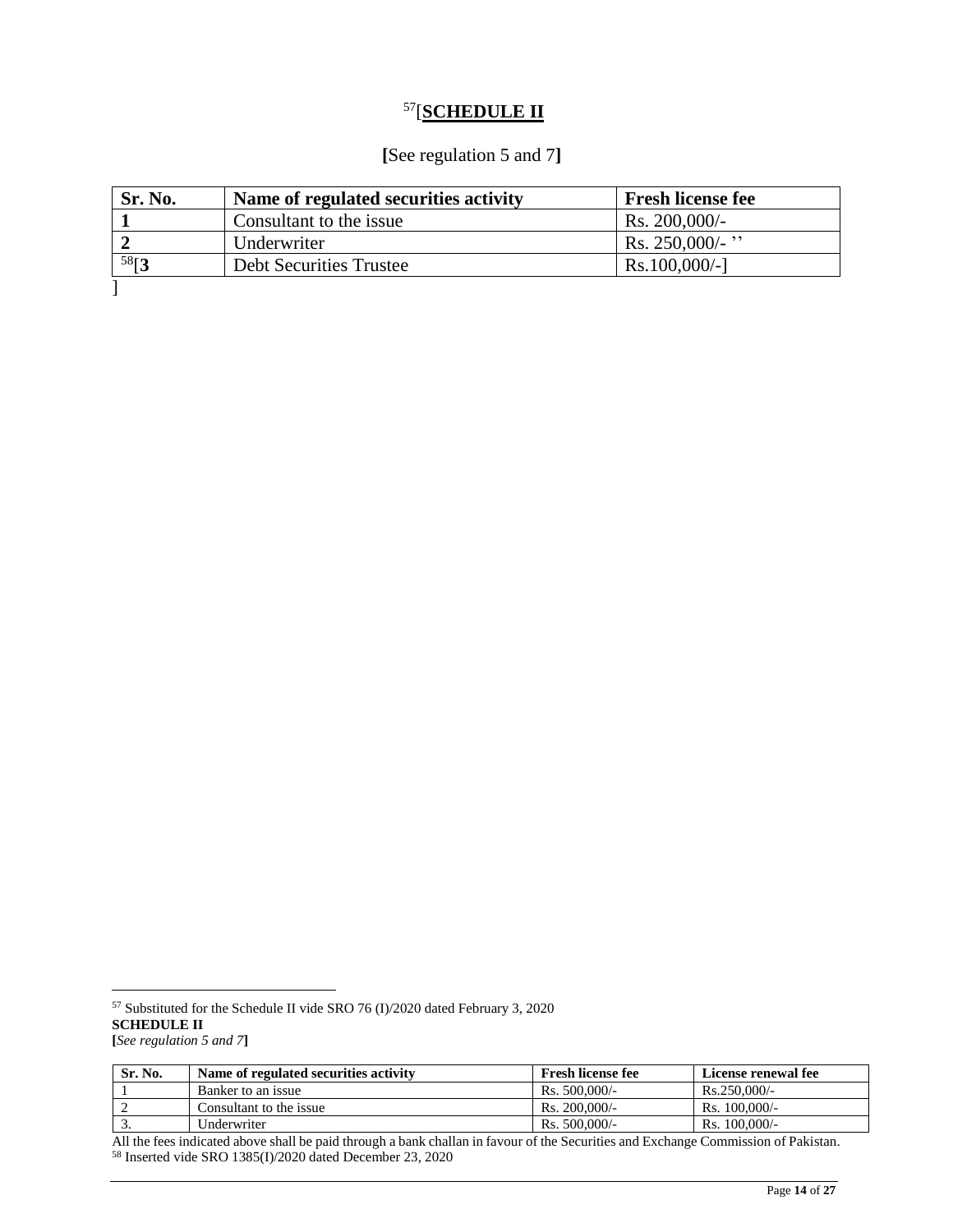[57][**SCHEDULE II**

**[**See regulation 5 and 7**]**

| Sr. No. | Name of regulated securities activity | Fresh license fee |
|---|---|---|
| **1** | Consultant to the issue | Rs. 200,000/- |
| **2** | Underwriter | Rs. 250,000/- '' |
| [58][**3** | Debt Securities Trustee | Rs.100,000/-] |

]

---

[57] Substituted for the Schedule II vide SRO 76 (I)/2020 dated February 3, 2020

**SCHEDULE II**

**[***See regulation 5 and 7***]**

| Sr. No. | Name of regulated securities activity | Fresh license fee | License renewal fee |
|---|---|---|---|
| 1 | Banker to an issue | Rs. 500,000/- | Rs.250,000/- |
| 2 | Consultant to the issue | Rs. 200,000/- | Rs. 100,000/- |
| 3. | Underwriter | Rs. 500,000/- | Rs. 100,000/- |

All the fees indicated above shall be paid through a bank challan in favour of the Securities and Exchange Commission of Pakistan.

[58] Inserted vide SRO 1385(I)/2020 dated December 23, 2020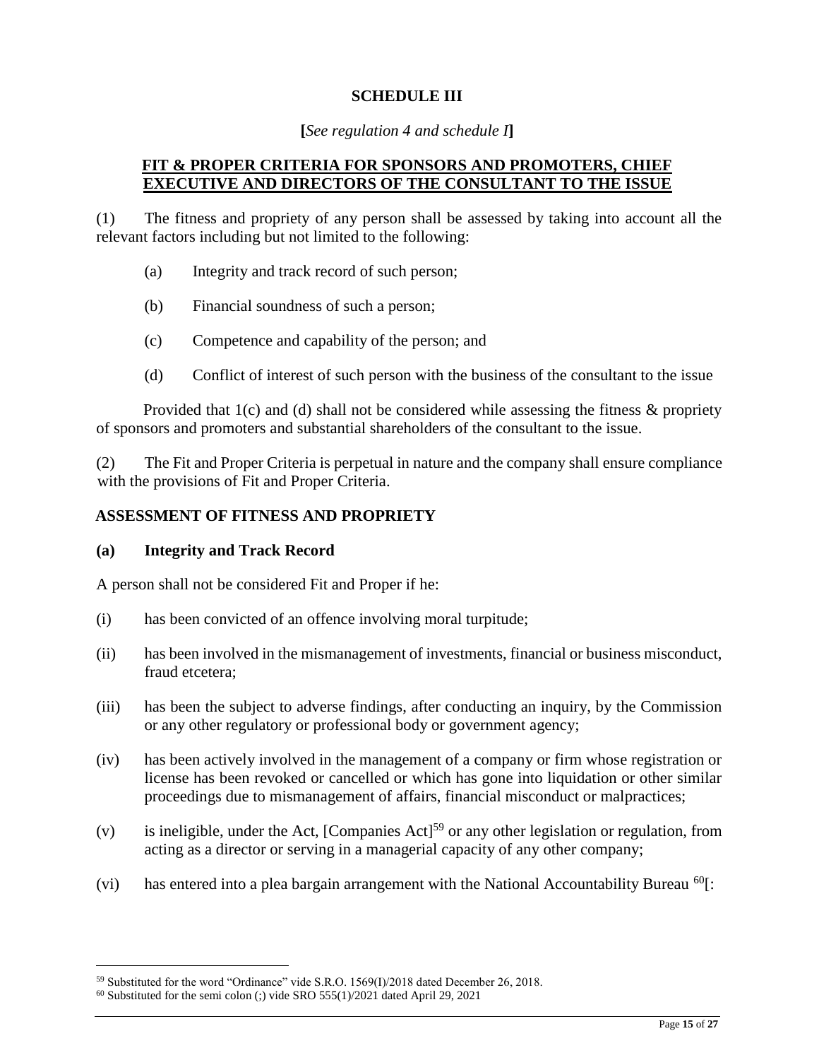## SCHEDULE III

**[***See regulation 4 and schedule I***]**

**FIT & PROPER CRITERIA FOR SPONSORS AND PROMOTERS, CHIEF EXECUTIVE AND DIRECTORS OF THE CONSULTANT TO THE ISSUE**

(1) The fitness and propriety of any person shall be assessed by taking into account all the relevant factors including but not limited to the following:

(a) Integrity and track record of such person;

(b) Financial soundness of such a person;

(c) Competence and capability of the person; and

(d) Conflict of interest of such person with the business of the consultant to the issue

Provided that 1(c) and (d) shall not be considered while assessing the fitness & propriety of sponsors and promoters and substantial shareholders of the consultant to the issue.

(2) The Fit and Proper Criteria is perpetual in nature and the company shall ensure compliance with the provisions of Fit and Proper Criteria.

### ASSESSMENT OF FITNESS AND PROPRIETY

#### (a) Integrity and Track Record

A person shall not be considered Fit and Proper if he:

(i) has been convicted of an offence involving moral turpitude;

(ii) has been involved in the mismanagement of investments, financial or business misconduct, fraud etcetera;

(iii) has been the subject to adverse findings, after conducting an inquiry, by the Commission or any other regulatory or professional body or government agency;

(iv) has been actively involved in the management of a company or firm whose registration or license has been revoked or cancelled or which has gone into liquidation or other similar proceedings due to mismanagement of affairs, financial misconduct or malpractices;

(v) is ineligible, under the Act, [Companies Act][59] or any other legislation or regulation, from acting as a director or serving in a managerial capacity of any other company;

(vi) has entered into a plea bargain arrangement with the National Accountability Bureau [60][:

---

[59] Substituted for the word "Ordinance" vide S.R.O. 1569(I)/2018 dated December 26, 2018.

[60] Substituted for the semi colon (;) vide SRO 555(1)/2021 dated April 29, 2021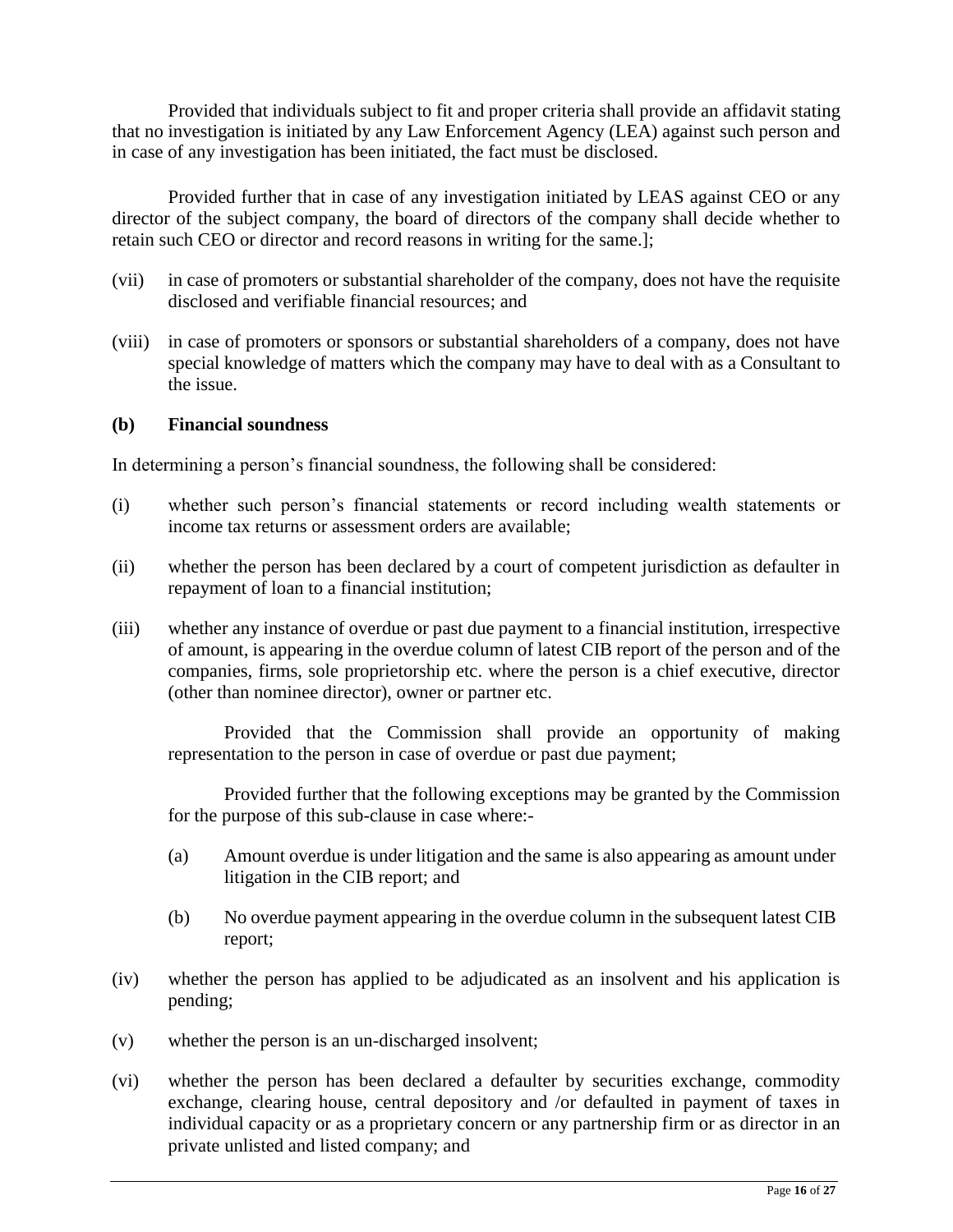Provided that individuals subject to fit and proper criteria shall provide an affidavit stating that no investigation is initiated by any Law Enforcement Agency (LEA) against such person and in case of any investigation has been initiated, the fact must be disclosed.

Provided further that in case of any investigation initiated by LEAS against CEO or any director of the subject company, the board of directors of the company shall decide whether to retain such CEO or director and record reasons in writing for the same.];

(vii) in case of promoters or substantial shareholder of the company, does not have the requisite disclosed and verifiable financial resources; and

(viii) in case of promoters or sponsors or substantial shareholders of a company, does not have special knowledge of matters which the company may have to deal with as a Consultant to the issue.

**(b) Financial soundness**

In determining a person's financial soundness, the following shall be considered:

(i) whether such person's financial statements or record including wealth statements or income tax returns or assessment orders are available;

(ii) whether the person has been declared by a court of competent jurisdiction as defaulter in repayment of loan to a financial institution;

(iii) whether any instance of overdue or past due payment to a financial institution, irrespective of amount, is appearing in the overdue column of latest CIB report of the person and of the companies, firms, sole proprietorship etc. where the person is a chief executive, director (other than nominee director), owner or partner etc.

Provided that the Commission shall provide an opportunity of making representation to the person in case of overdue or past due payment;

Provided further that the following exceptions may be granted by the Commission for the purpose of this sub-clause in case where:-

(a) Amount overdue is under litigation and the same is also appearing as amount under litigation in the CIB report; and

(b) No overdue payment appearing in the overdue column in the subsequent latest CIB report;

(iv) whether the person has applied to be adjudicated as an insolvent and his application is pending;

(v) whether the person is an un-discharged insolvent;

(vi) whether the person has been declared a defaulter by securities exchange, commodity exchange, clearing house, central depository and /or defaulted in payment of taxes in individual capacity or as a proprietary concern or any partnership firm or as director in an private unlisted and listed company; and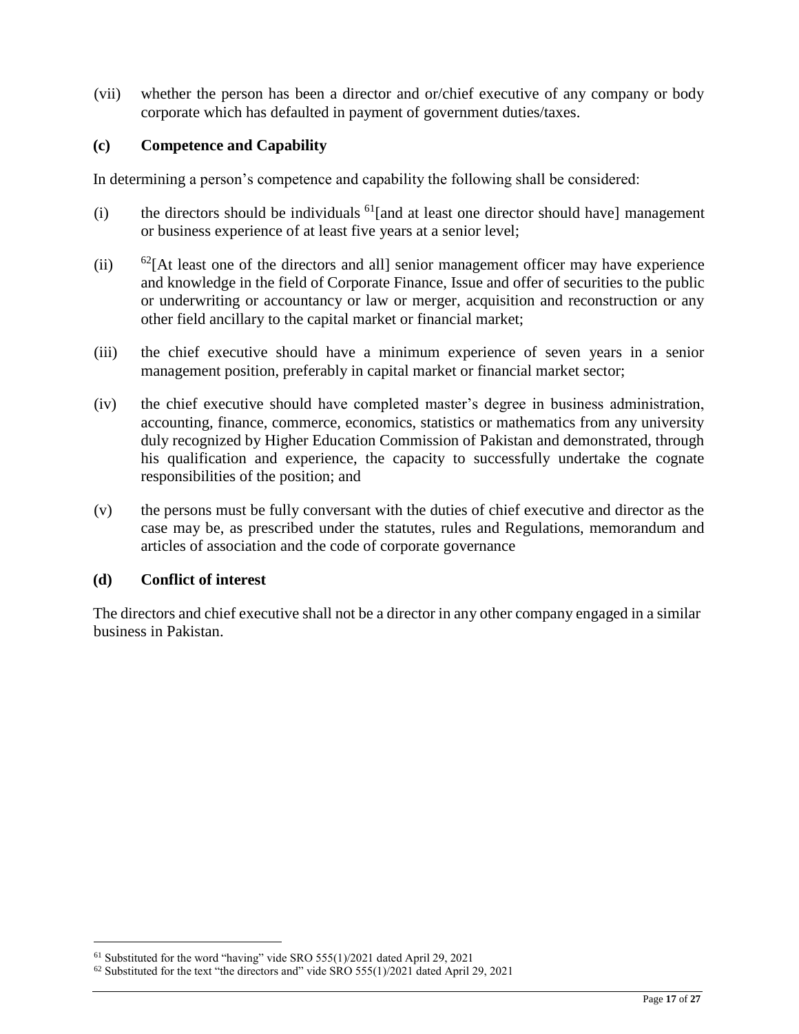(vii) whether the person has been a director and or/chief executive of any company or body corporate which has defaulted in payment of government duties/taxes.

### (c) Competence and Capability

In determining a person's competence and capability the following shall be considered:

(i) the directors should be individuals [61][and at least one director should have] management or business experience of at least five years at a senior level;

(ii) [62][At least one of the directors and all] senior management officer may have experience and knowledge in the field of Corporate Finance, Issue and offer of securities to the public or underwriting or accountancy or law or merger, acquisition and reconstruction or any other field ancillary to the capital market or financial market;

(iii) the chief executive should have a minimum experience of seven years in a senior management position, preferably in capital market or financial market sector;

(iv) the chief executive should have completed master's degree in business administration, accounting, finance, commerce, economics, statistics or mathematics from any university duly recognized by Higher Education Commission of Pakistan and demonstrated, through his qualification and experience, the capacity to successfully undertake the cognate responsibilities of the position; and

(v) the persons must be fully conversant with the duties of chief executive and director as the case may be, as prescribed under the statutes, rules and Regulations, memorandum and articles of association and the code of corporate governance

### (d) Conflict of interest

The directors and chief executive shall not be a director in any other company engaged in a similar business in Pakistan.

---

[61] Substituted for the word "having" vide SRO 555(1)/2021 dated April 29, 2021

[62] Substituted for the text "the directors and" vide SRO 555(1)/2021 dated April 29, 2021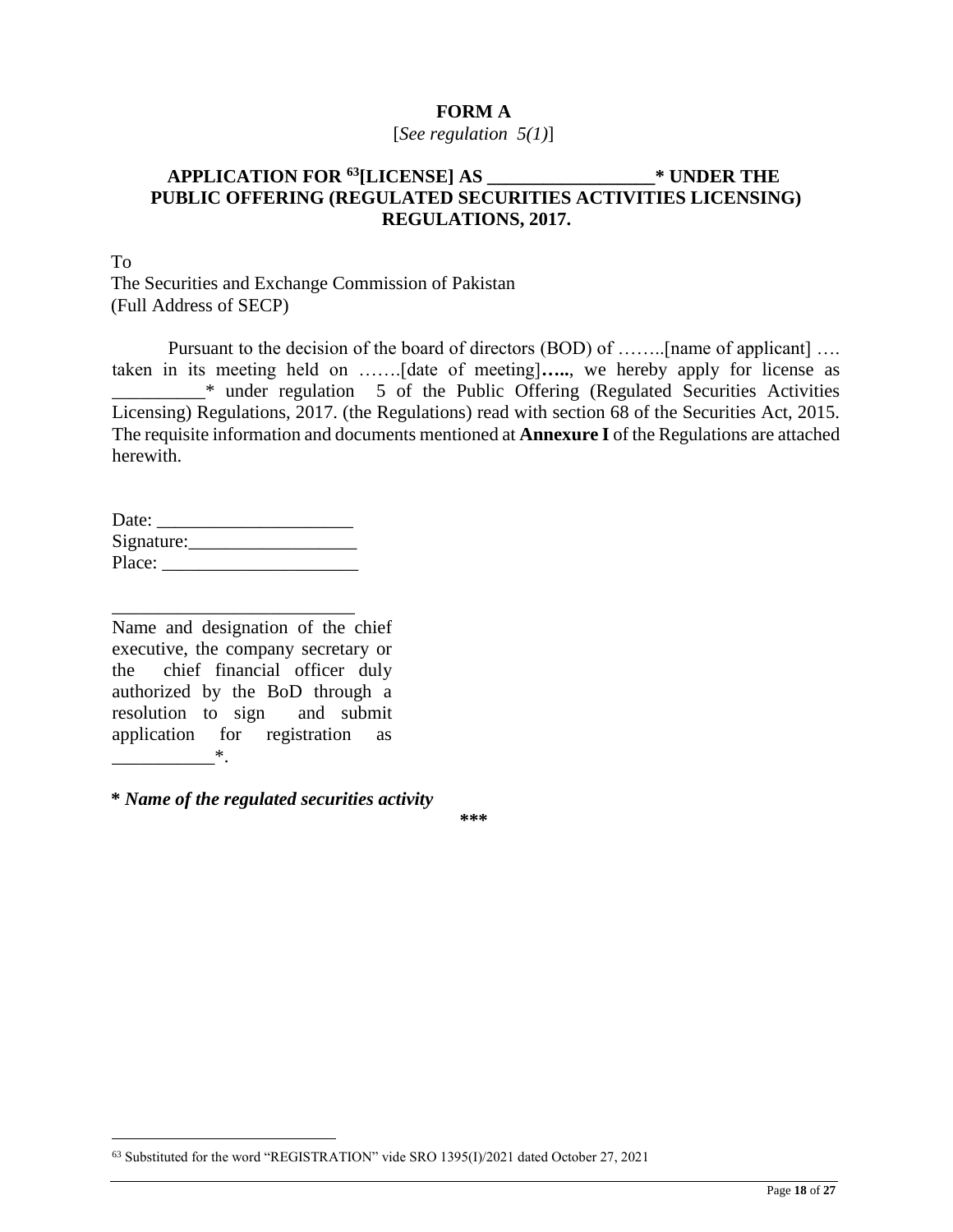**FORM A**

[*See regulation 5(1)*]

**APPLICATION FOR [63][LICENSE] AS _________________* UNDER THE PUBLIC OFFERING (REGULATED SECURITIES ACTIVITIES LICENSING) REGULATIONS, 2017.**

To
The Securities and Exchange Commission of Pakistan
(Full Address of SECP)

Pursuant to the decision of the board of directors (BOD) of ……..[name of applicant] …. taken in its meeting held on …….[date of meeting]**…..**, we hereby apply for license as __________* under regulation 5 of the Public Offering (Regulated Securities Activities Licensing) Regulations, 2017. (the Regulations) read with section 68 of the Securities Act, 2015. The requisite information and documents mentioned at **Annexure I** of the Regulations are attached herewith.

Date: _____________________
Signature:__________________
Place: _____________________

__________________________
Name and designation of the chief executive, the company secretary or the chief financial officer duly authorized by the BoD through a resolution to sign and submit application for registration as ___________*.

*** *Name of the regulated securities activity***

***

[63] Substituted for the word "REGISTRATION" vide SRO 1395(I)/2021 dated October 27, 2021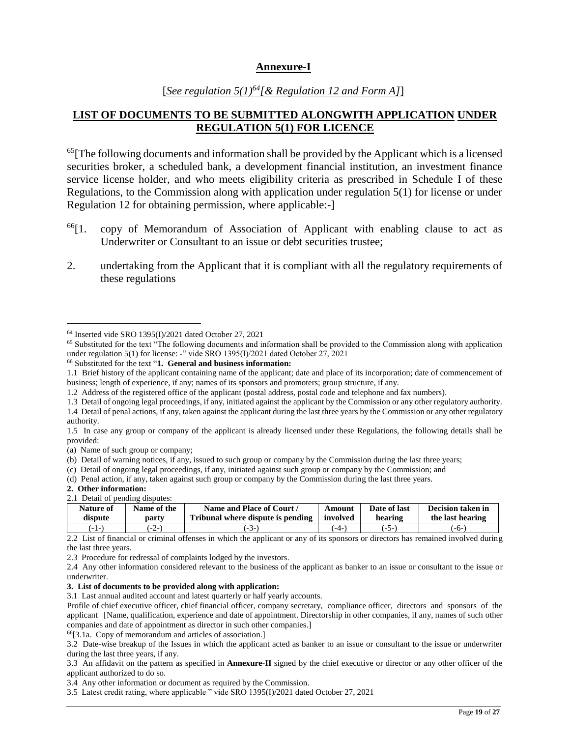## Annexure-I

[*See regulation 5(1)*[64]*[& Regulation 12 and Form A]*]

## LIST OF DOCUMENTS TO BE SUBMITTED ALONGWITH APPLICATION UNDER REGULATION 5(1) FOR LICENCE

[65][The following documents and information shall be provided by the Applicant which is a licensed securities broker, a scheduled bank, a development financial institution, an investment finance service license holder, and who meets eligibility criteria as prescribed in Schedule I of these Regulations, to the Commission along with application under regulation 5(1) for license or under Regulation 12 for obtaining permission, where applicable:-]

[66][1. copy of Memorandum of Association of Applicant with enabling clause to act as Underwriter or Consultant to an issue or debt securities trustee;

2. undertaking from the Applicant that it is compliant with all the regulatory requirements of these regulations

---

[64] Inserted vide SRO 1395(I)/2021 dated October 27, 2021

[65] Substituted for the text "The following documents and information shall be provided to the Commission along with application under regulation 5(1) for license: -" vide SRO 1395(I)/2021 dated October 27, 2021

[66] Substituted for the text "**1. General and business information:**

1.1 Brief history of the applicant containing name of the applicant; date and place of its incorporation; date of commencement of business; length of experience, if any; names of its sponsors and promoters; group structure, if any.

1.2 Address of the registered office of the applicant (postal address, postal code and telephone and fax numbers).

1.3 Detail of ongoing legal proceedings, if any, initiated against the applicant by the Commission or any other regulatory authority.

1.4 Detail of penal actions, if any, taken against the applicant during the last three years by the Commission or any other regulatory authority.

1.5 In case any group or company of the applicant is already licensed under these Regulations, the following details shall be provided:

(a) Name of such group or company;

(b) Detail of warning notices, if any, issued to such group or company by the Commission during the last three years;

(c) Detail of ongoing legal proceedings, if any, initiated against such group or company by the Commission; and

(d) Penal action, if any, taken against such group or company by the Commission during the last three years.

**2. Other information:**

2.1 Detail of pending disputes:

| Nature of dispute | Name of the party | Name and Place of Court / Tribunal where dispute is pending | Amount involved | Date of last hearing | Decision taken in the last hearing |
|---|---|---|---|---|---|
| (-1-) | (-2-) | (-3-) | (-4-) | (-5-) | (-6-) |

2.2 List of financial or criminal offenses in which the applicant or any of its sponsors or directors has remained involved during the last three years.

2.3 Procedure for redressal of complaints lodged by the investors.

2.4 Any other information considered relevant to the business of the applicant as banker to an issue or consultant to the issue or underwriter.

**3. List of documents to be provided along with application:**

3.1 Last annual audited account and latest quarterly or half yearly accounts.

Profile of chief executive officer, chief financial officer, company secretary, compliance officer, directors and sponsors of the applicant [Name, qualification, experience and date of appointment. Directorship in other companies, if any, names of such other companies and date of appointment as director in such other companies.]

[66][3.1a. Copy of memorandum and articles of association.]

3.2 Date-wise breakup of the Issues in which the applicant acted as banker to an issue or consultant to the issue or underwriter during the last three years, if any.

3.3 An affidavit on the pattern as specified in **Annexure-II** signed by the chief executive or director or any other officer of the applicant authorized to do so.

3.4 Any other information or document as required by the Commission.

3.5 Latest credit rating, where applicable " vide SRO 1395(I)/2021 dated October 27, 2021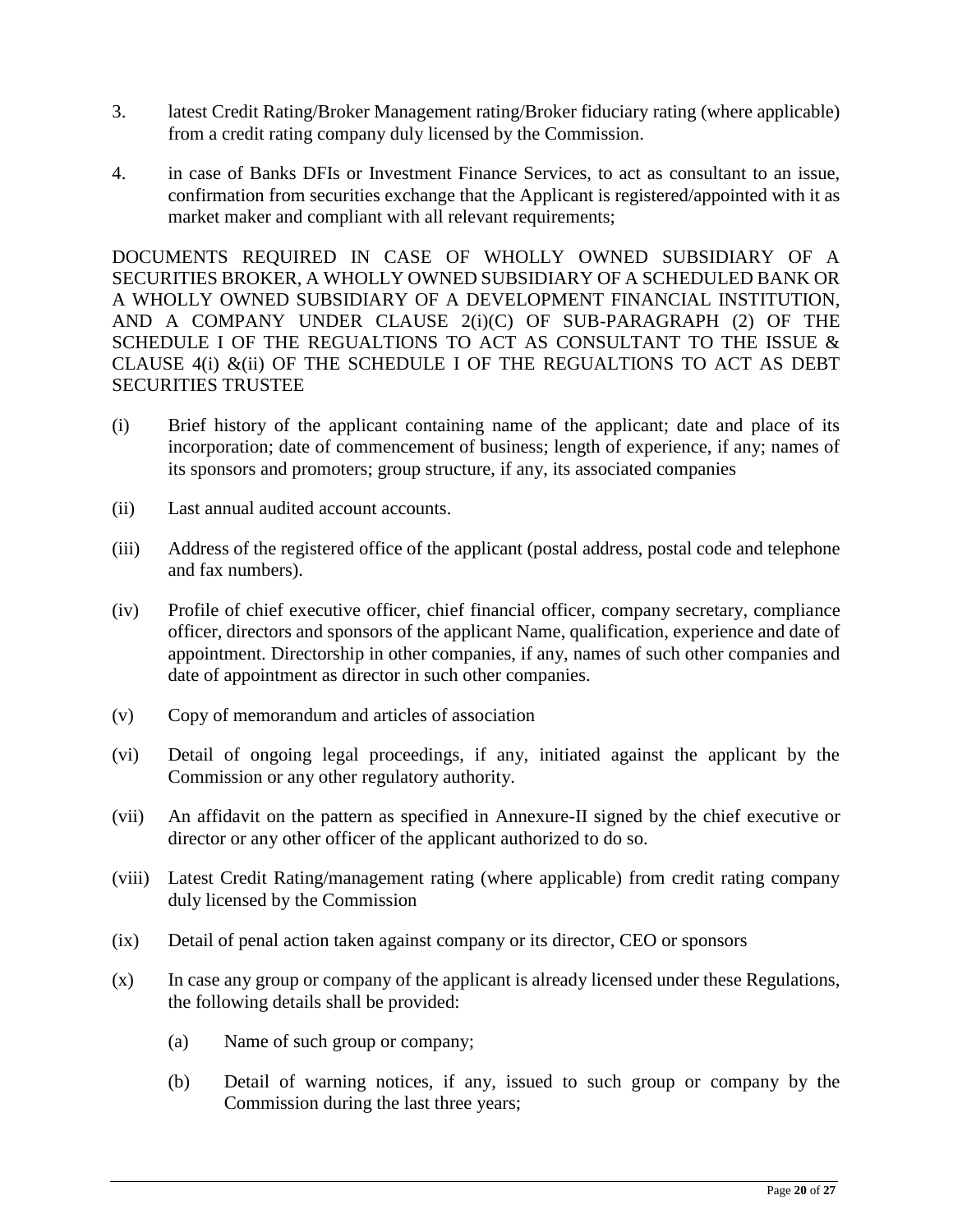3. latest Credit Rating/Broker Management rating/Broker fiduciary rating (where applicable) from a credit rating company duly licensed by the Commission.

4. in case of Banks DFIs or Investment Finance Services, to act as consultant to an issue, confirmation from securities exchange that the Applicant is registered/appointed with it as market maker and compliant with all relevant requirements;

DOCUMENTS REQUIRED IN CASE OF WHOLLY OWNED SUBSIDIARY OF A SECURITIES BROKER, A WHOLLY OWNED SUBSIDIARY OF A SCHEDULED BANK OR A WHOLLY OWNED SUBSIDIARY OF A DEVELOPMENT FINANCIAL INSTITUTION, AND A COMPANY UNDER CLAUSE 2(i)(C) OF SUB-PARAGRAPH (2) OF THE SCHEDULE I OF THE REGUALTIONS TO ACT AS CONSULTANT TO THE ISSUE & CLAUSE 4(i) &(ii) OF THE SCHEDULE I OF THE REGUALTIONS TO ACT AS DEBT SECURITIES TRUSTEE

(i) Brief history of the applicant containing name of the applicant; date and place of its incorporation; date of commencement of business; length of experience, if any; names of its sponsors and promoters; group structure, if any, its associated companies

(ii) Last annual audited account accounts.

(iii) Address of the registered office of the applicant (postal address, postal code and telephone and fax numbers).

(iv) Profile of chief executive officer, chief financial officer, company secretary, compliance officer, directors and sponsors of the applicant Name, qualification, experience and date of appointment. Directorship in other companies, if any, names of such other companies and date of appointment as director in such other companies.

(v) Copy of memorandum and articles of association

(vi) Detail of ongoing legal proceedings, if any, initiated against the applicant by the Commission or any other regulatory authority.

(vii) An affidavit on the pattern as specified in Annexure-II signed by the chief executive or director or any other officer of the applicant authorized to do so.

(viii) Latest Credit Rating/management rating (where applicable) from credit rating company duly licensed by the Commission

(ix) Detail of penal action taken against company or its director, CEO or sponsors

(x) In case any group or company of the applicant is already licensed under these Regulations, the following details shall be provided:

    (a) Name of such group or company;

    (b) Detail of warning notices, if any, issued to such group or company by the Commission during the last three years;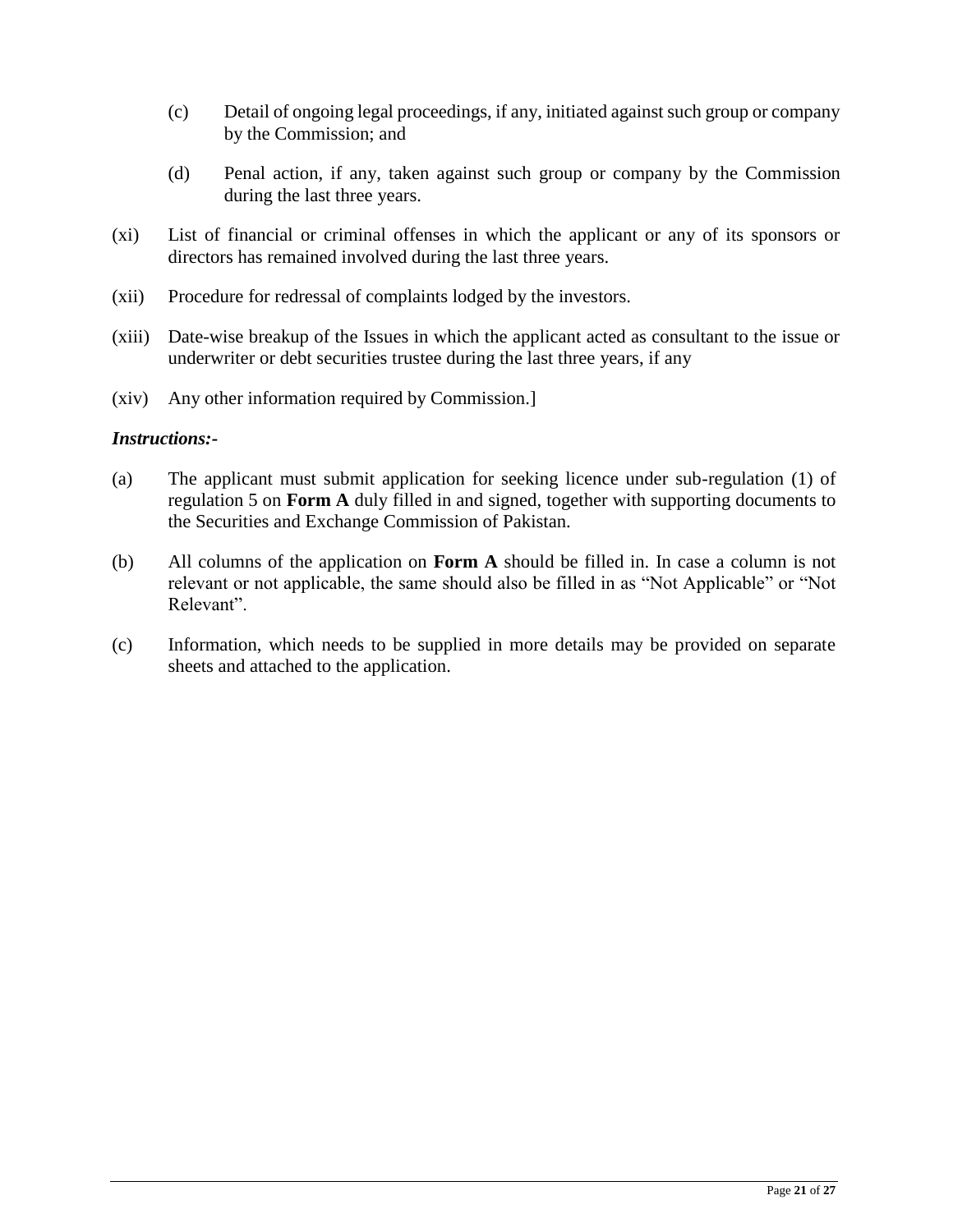(c) Detail of ongoing legal proceedings, if any, initiated against such group or company by the Commission; and

(d) Penal action, if any, taken against such group or company by the Commission during the last three years.

(xi) List of financial or criminal offenses in which the applicant or any of its sponsors or directors has remained involved during the last three years.

(xii) Procedure for redressal of complaints lodged by the investors.

(xiii) Date-wise breakup of the Issues in which the applicant acted as consultant to the issue or underwriter or debt securities trustee during the last three years, if any

(xiv) Any other information required by Commission.]

***Instructions:-***

(a) The applicant must submit application for seeking licence under sub-regulation (1) of regulation 5 on **Form A** duly filled in and signed, together with supporting documents to the Securities and Exchange Commission of Pakistan.

(b) All columns of the application on **Form A** should be filled in. In case a column is not relevant or not applicable, the same should also be filled in as "Not Applicable" or "Not Relevant".

(c) Information, which needs to be supplied in more details may be provided on separate sheets and attached to the application.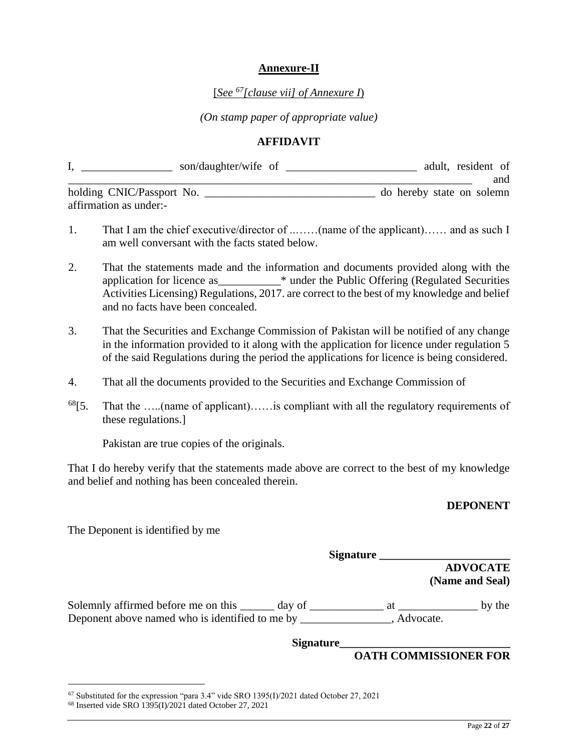## Annexure-II

[*See* [67]*[clause vii] of Annexure I*)

*(On stamp paper of appropriate value)*

**AFFIDAVIT**

I, ________________ son/daughter/wife of _______________________ adult, resident of _________________________________________________________________ and holding CNIC/Passport No. ______________________________ do hereby state on solemn affirmation as under:-

1. That I am the chief executive/director of ..……(name of the applicant)…… and as such I am well conversant with the facts stated below.

2. That the statements made and the information and documents provided along with the application for licence as___________* under the Public Offering (Regulated Securities Activities Licensing) Regulations, 2017. are correct to the best of my knowledge and belief and no facts have been concealed.

3. That the Securities and Exchange Commission of Pakistan will be notified of any change in the information provided to it along with the application for licence under regulation 5 of the said Regulations during the period the applications for licence is being considered.

4. That all the documents provided to the Securities and Exchange Commission of

[68][5. That the …..(name of applicant)……is compliant with all the regulatory requirements of these regulations.]

Pakistan are true copies of the originals.

That I do hereby verify that the statements made above are correct to the best of my knowledge and belief and nothing has been concealed therein.

**DEPONENT**

The Deponent is identified by me

**Signature _______________________**

**ADVOCATE**
**(Name and Seal)**

Solemnly affirmed before me on this ______ day of _____________ at ______________ by the Deponent above named who is identified to me by ________________, Advocate.

**Signature______________________________**

**OATH COMMISSIONER FOR**

---

[67] Substituted for the expression "para 3.4" vide SRO 1395(I)/2021 dated October 27, 2021

[68] Inserted vide SRO 1395(I)/2021 dated October 27, 2021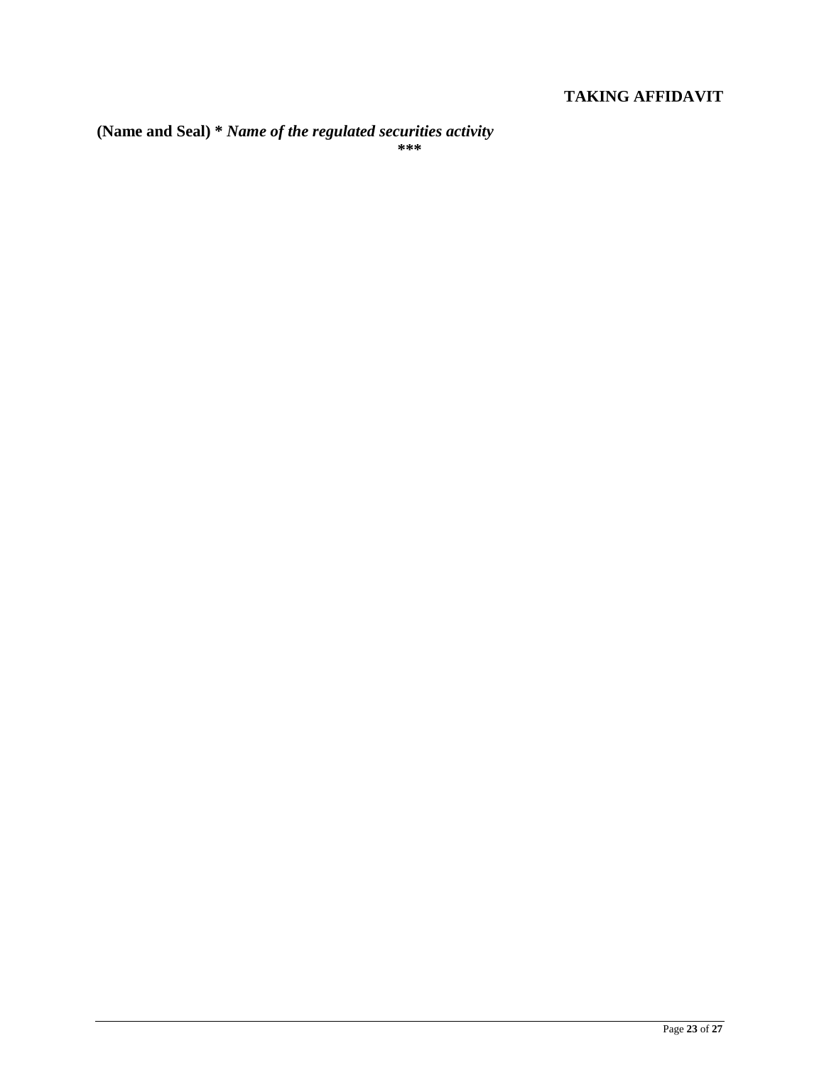**TAKING AFFIDAVIT**

**(Name and Seal)** * ***Name of the regulated securities activity***

***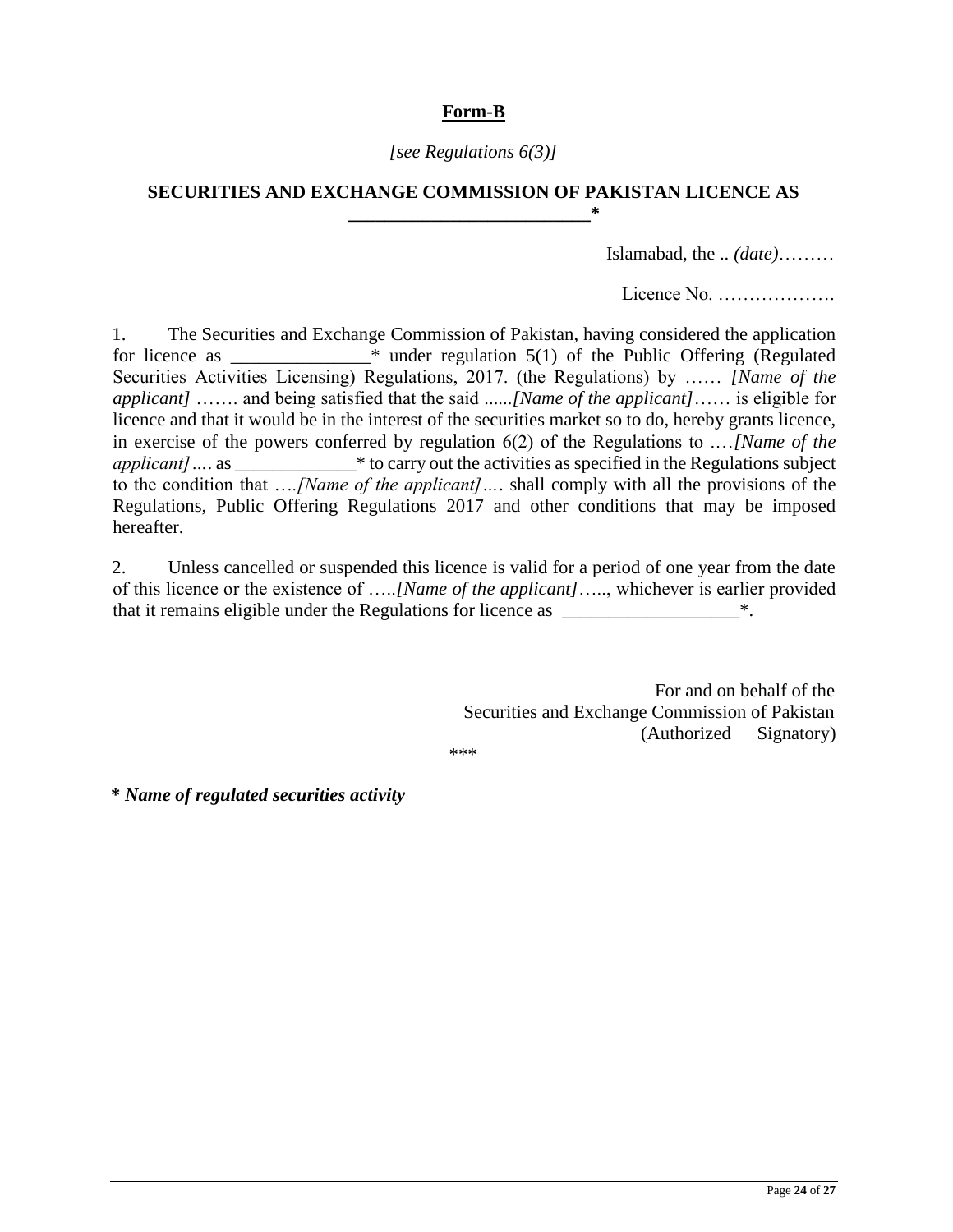**Form-B**

*[see Regulations 6(3)]*

**SECURITIES AND EXCHANGE COMMISSION OF PAKISTAN LICENCE AS \_\_\_\_\_\_\_\_\_\_\_\_\_\_\_\_\_\_\_\_\_\_\_\_\_\_\***

Islamabad, the .. *(date)*………

Licence No. ……………….

1. The Securities and Exchange Commission of Pakistan, having considered the application for licence as \_\_\_\_\_\_\_\_\_\_\_\_\_\_\_\* under regulation 5(1) of the Public Offering (Regulated Securities Activities Licensing) Regulations, 2017. (the Regulations) by …… *[Name of the applicant]* ……. and being satisfied that the said ......*[Name of the applicant]*…… is eligible for licence and that it would be in the interest of the securities market so to do, hereby grants licence, in exercise of the powers conferred by regulation 6(2) of the Regulations to .…*[Name of the applicant]*.… as \_\_\_\_\_\_\_\_\_\_\_\_\_\* to carry out the activities as specified in the Regulations subject to the condition that ….*[Name of the applicant]*…. shall comply with all the provisions of the Regulations, Public Offering Regulations 2017 and other conditions that may be imposed hereafter.

2. Unless cancelled or suspended this licence is valid for a period of one year from the date of this licence or the existence of …..*[Name of the applicant]*….., whichever is earlier provided that it remains eligible under the Regulations for licence as \_\_\_\_\_\_\_\_\_\_\_\_\_\_\_\_\_\_\_\*.

For and on behalf of the
Securities and Exchange Commission of Pakistan
(Authorized Signatory)

\*\*\*

**\* *Name of regulated securities activity***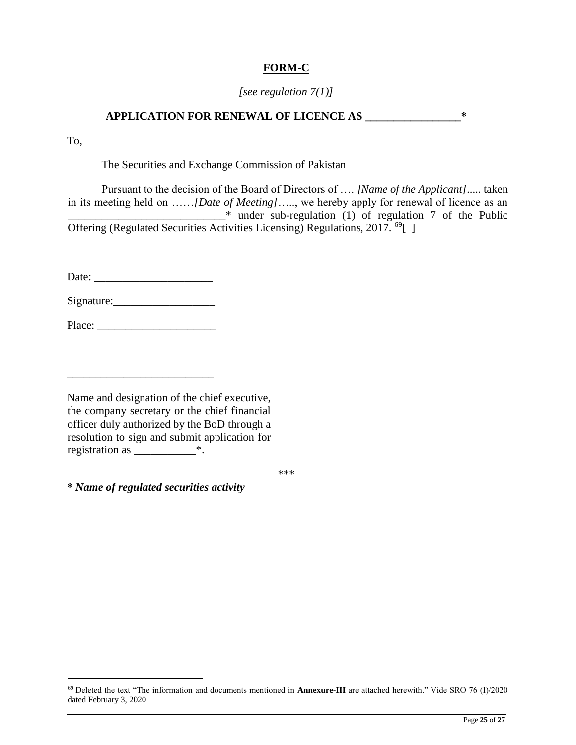**FORM-C**

*[see regulation 7(1)]*

**APPLICATION FOR RENEWAL OF LICENCE AS ________________***

To,

The Securities and Exchange Commission of Pakistan

Pursuant to the decision of the Board of Directors of …. *[Name of the Applicant]…..* taken in its meeting held on ……*[Date of Meeting]*….., we hereby apply for renewal of licence as an ____________________________* under sub-regulation (1) of regulation 7 of the Public Offering (Regulated Securities Activities Licensing) Regulations, 2017. [69][ ]

Date: _____________________

Signature:__________________

Place: _____________________

__________________________

Name and designation of the chief executive, the company secretary or the chief financial officer duly authorized by the BoD through a resolution to sign and submit application for registration as ___________*.

***

**\* *Name of regulated securities activity***

---

[69] Deleted the text "The information and documents mentioned in **Annexure-III** are attached herewith." Vide SRO 76 (I)/2020 dated February 3, 2020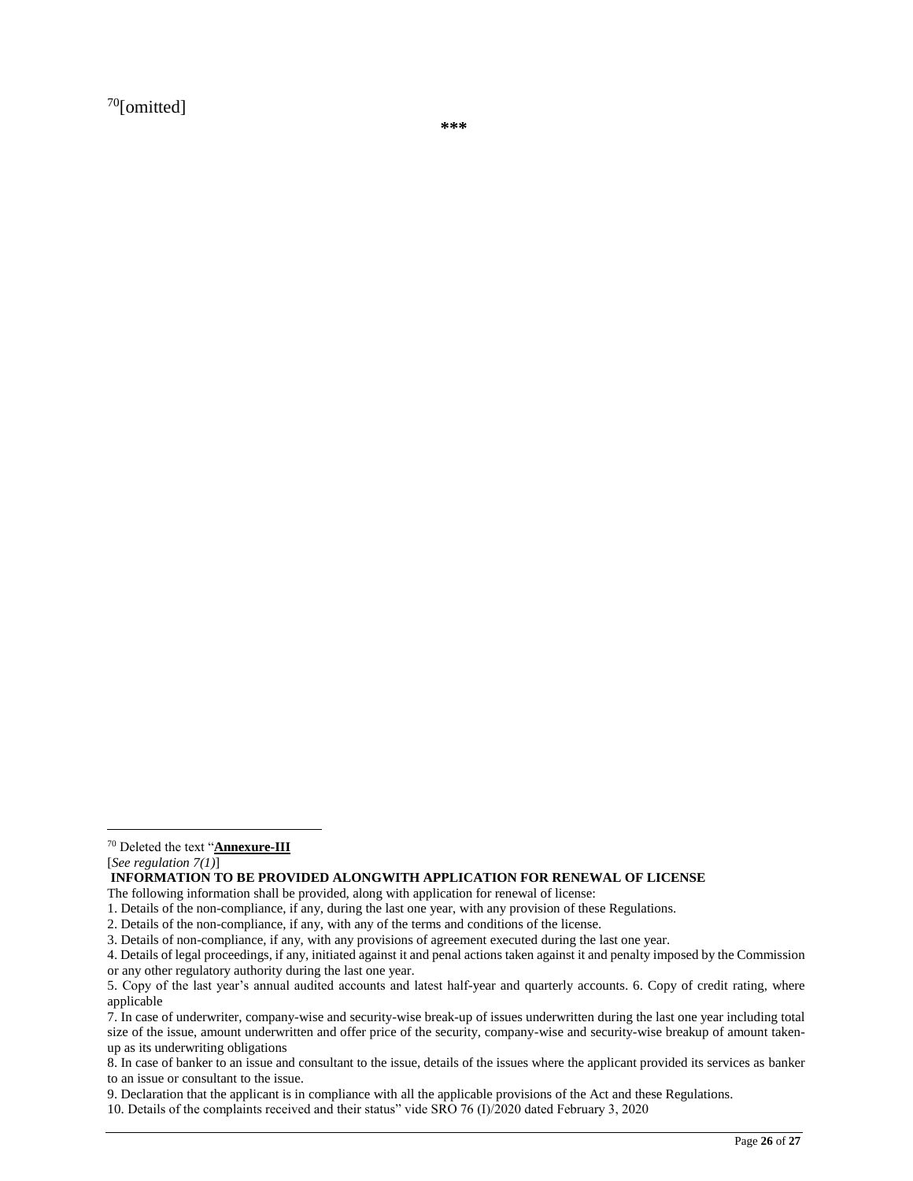[70][omitted]

***

---

[70] Deleted the text "**Annexure-III**

[*See regulation 7(1)*]

**INFORMATION TO BE PROVIDED ALONGWITH APPLICATION FOR RENEWAL OF LICENSE**

The following information shall be provided, along with application for renewal of license:

1. Details of the non-compliance, if any, during the last one year, with any provision of these Regulations.
2. Details of the non-compliance, if any, with any of the terms and conditions of the license.
3. Details of non-compliance, if any, with any provisions of agreement executed during the last one year.
4. Details of legal proceedings, if any, initiated against it and penal actions taken against it and penalty imposed by the Commission or any other regulatory authority during the last one year.
5. Copy of the last year's annual audited accounts and latest half-year and quarterly accounts. 6. Copy of credit rating, where applicable
7. In case of underwriter, company-wise and security-wise break-up of issues underwritten during the last one year including total size of the issue, amount underwritten and offer price of the security, company-wise and security-wise breakup of amount taken-up as its underwriting obligations
8. In case of banker to an issue and consultant to the issue, details of the issues where the applicant provided its services as banker to an issue or consultant to the issue.
9. Declaration that the applicant is in compliance with all the applicable provisions of the Act and these Regulations.
10. Details of the complaints received and their status" vide SRO 76 (I)/2020 dated February 3, 2020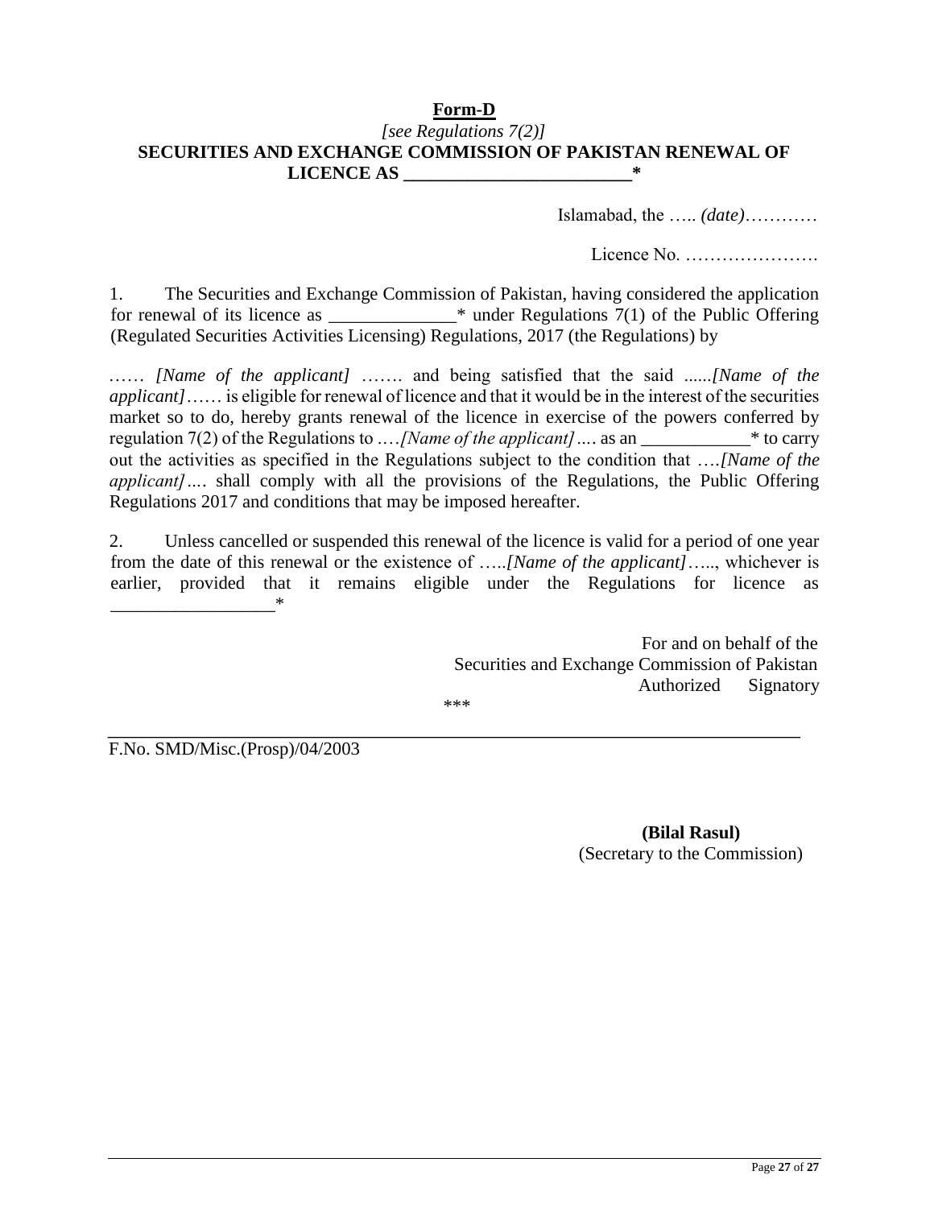**Form-D**

*[see Regulations 7(2)]*

**SECURITIES AND EXCHANGE COMMISSION OF PAKISTAN RENEWAL OF LICENCE AS ________________________***

Islamabad, the ….. *(date)*…………

Licence No. ………………….

1. The Securities and Exchange Commission of Pakistan, having considered the application for renewal of its licence as ______________* under Regulations 7(1) of the Public Offering (Regulated Securities Activities Licensing) Regulations, 2017 (the Regulations) by

…… *[Name of the applicant]* ……. and being satisfied that the said ......*[Name of the applicant]*…… is eligible for renewal of licence and that it would be in the interest of the securities market so to do, hereby grants renewal of the licence in exercise of the powers conferred by regulation 7(2) of the Regulations to .…*[Name of the applicant]*…. as an ____________* to carry out the activities as specified in the Regulations subject to the condition that ….*[Name of the applicant]*…. shall comply with all the provisions of the Regulations, the Public Offering Regulations 2017 and conditions that may be imposed hereafter.

2. Unless cancelled or suspended this renewal of the licence is valid for a period of one year from the date of this renewal or the existence of …..*[Name of the applicant]*….., whichever is earlier, provided that it remains eligible under the Regulations for licence as __________________*

For and on behalf of the
Securities and Exchange Commission of Pakistan
Authorized Signatory

***

F.No. SMD/Misc.(Prosp)/04/2003

**(Bilal Rasul)**
(Secretary to the Commission)